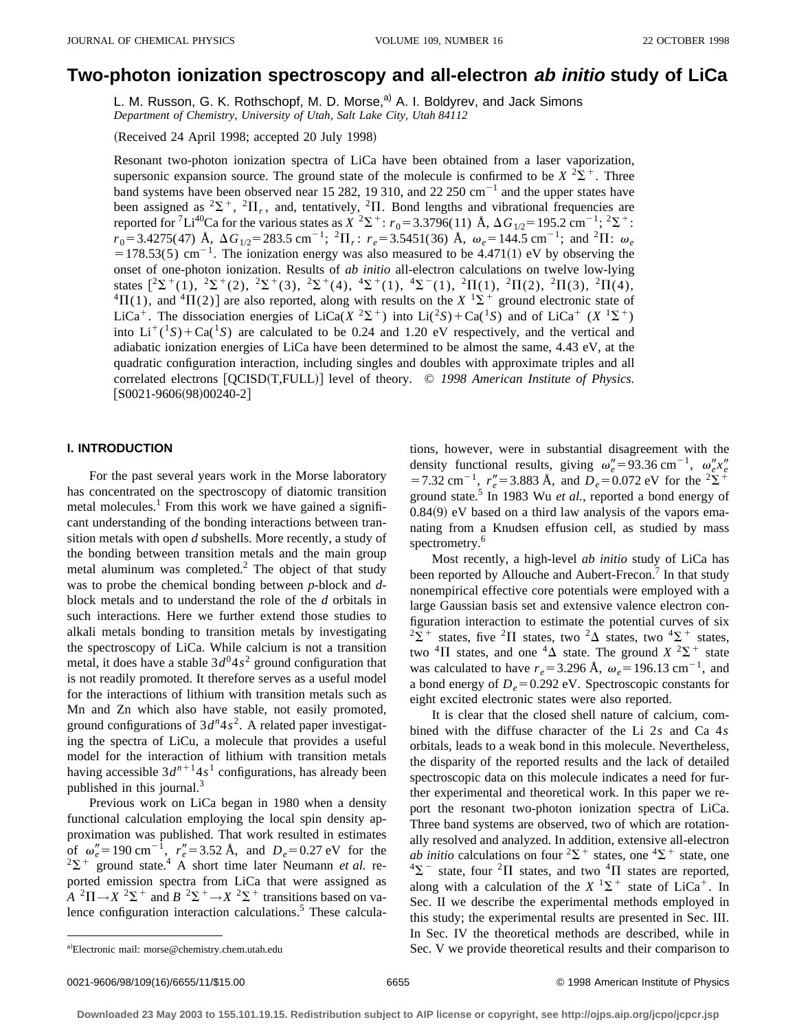# Two-photon ionization spectroscopy and all-electron *ab initio* study of LiCa

L. M. Russon, G. K. Rothschopf, M. D. Morse,[a)] A. I. Boldyrev, and Jack Simons

*Department of Chemistry, University of Utah, Salt Lake City, Utah 84112*

(Received 24 April 1998; accepted 20 July 1998)

Resonant two-photon ionization spectra of LiCa have been obtained from a laser vaporization, supersonic expansion source. The ground state of the molecule is confirmed to be $X\ ^2\Sigma^+$. Three band systems have been observed near 15 282, 19 310, and 22 250 cm$^{-1}$ and the upper states have been assigned as $^2\Sigma^+$, $^2\Pi_r$, and, tentatively, $^2\Pi$. Bond lengths and vibrational frequencies are reported for $^7$Li$^{40}$Ca for the various states as $X\ ^2\Sigma^+$: $r_0=3.3796(11)$ Å, $\Delta G_{1/2}=195.2$ cm$^{-1}$; $^2\Sigma^+$: $r_0=3.4275(47)$ Å, $\Delta G_{1/2}=283.5$ cm$^{-1}$; $^2\Pi_r$: $r_e=3.5451(36)$ Å, $\omega_e=144.5$ cm$^{-1}$; and $^2\Pi$: $\omega_e=178.53(5)$ cm$^{-1}$. The ionization energy was also measured to be 4.471(1) eV by observing the onset of one-photon ionization. Results of *ab initio* all-electron calculations on twelve low-lying states [$^2\Sigma^+(1)$, $^2\Sigma^+(2)$, $^2\Sigma^+(3)$, $^2\Sigma^+(4)$, $^4\Sigma^+(1)$, $^4\Sigma^-(1)$, $^2\Pi(1)$, $^2\Pi(2)$, $^2\Pi(3)$, $^2\Pi(4)$, $^4\Pi(1)$, and $^4\Pi(2)$] are also reported, along with results on the $X\ ^1\Sigma^+$ ground electronic state of LiCa$^+$. The dissociation energies of LiCa($X\ ^2\Sigma^+$) into Li($^2S$)+Ca($^1S$) and of LiCa$^+$ ($X\ ^1\Sigma^+$) into Li$^+$($^1S$)+Ca($^1S$) are calculated to be 0.24 and 1.20 eV respectively, and the vertical and adiabatic ionization energies of LiCa have been determined to be almost the same, 4.43 eV, at the quadratic configuration interaction, including singles and doubles with approximate triples and all correlated electrons [QCISD(T,FULL)] level of theory. © *1998 American Institute of Physics.* [S0021-9606(98)00240-2]

## I. INTRODUCTION

For the past several years work in the Morse laboratory has concentrated on the spectroscopy of diatomic transition metal molecules.[1] From this work we have gained a significant understanding of the bonding interactions between transition metals with open *d* subshells. More recently, a study of the bonding between transition metals and the main group metal aluminum was completed.[2] The object of that study was to probe the chemical bonding between *p*-block and *d*-block metals and to understand the role of the *d* orbitals in such interactions. Here we further extend those studies to alkali metals bonding to transition metals by investigating the spectroscopy of LiCa. While calcium is not a transition metal, it does have a stable $3d^04s^2$ ground configuration that is not readily promoted. It therefore serves as a useful model for the interactions of lithium with transition metals such as Mn and Zn which also have stable, not easily promoted, ground configurations of $3d^n4s^2$. A related paper investigating the spectra of LiCu, a molecule that provides a useful model for the interaction of lithium with transition metals having accessible $3d^{n+1}4s^1$ configurations, has already been published in this journal.[3]

Previous work on LiCa began in 1980 when a density functional calculation employing the local spin density approximation was published. That work resulted in estimates of $\omega_e''=190$ cm$^{-1}$, $r_e''=3.52$ Å, and $D_e=0.27$ eV for the $^2\Sigma^+$ ground state.[4] A short time later Neumann *et al.* reported emission spectra from LiCa that were assigned as $A\ ^2\Pi\rightarrow X\ ^2\Sigma^+$ and $B\ ^2\Sigma^+\rightarrow X\ ^2\Sigma^+$ transitions based on valence configuration interaction calculations.[5] These calculations, however, were in substantial disagreement with the density functional results, giving $\omega_e''=93.36$ cm$^{-1}$, $\omega_e''x_e''=7.32$ cm$^{-1}$, $r_e''=3.883$ Å, and $D_e=0.072$ eV for the $^2\Sigma^+$ ground state.[5] In 1983 Wu *et al.*, reported a bond energy of 0.84(9) eV based on a third law analysis of the vapors emanating from a Knudsen effusion cell, as studied by mass spectrometry.[6]

Most recently, a high-level *ab initio* study of LiCa has been reported by Allouche and Aubert-Frecon.[7] In that study nonempirical effective core potentials were employed with a large Gaussian basis set and extensive valence electron configuration interaction to estimate the potential curves of six $^2\Sigma^+$ states, five $^2\Pi$ states, two $^2\Delta$ states, two $^4\Sigma^+$ states, two $^4\Pi$ states, and one $^4\Delta$ state. The ground $X\ ^2\Sigma^+$ state was calculated to have $r_e=3.296$ Å, $\omega_e=196.13$ cm$^{-1}$, and a bond energy of $D_e=0.292$ eV. Spectroscopic constants for eight excited electronic states were also reported.

It is clear that the closed shell nature of calcium, combined with the diffuse character of the Li 2*s* and Ca 4*s* orbitals, leads to a weak bond in this molecule. Nevertheless, the disparity of the reported results and the lack of detailed spectroscopic data on this molecule indicates a need for further experimental and theoretical work. In this paper we report the resonant two-photon ionization spectra of LiCa. Three band systems are observed, two of which are rotationally resolved and analyzed. In addition, extensive all-electron *ab initio* calculations on four $^2\Sigma^+$ states, one $^4\Sigma^+$ state, one $^4\Sigma^-$ state, four $^2\Pi$ states, and two $^4\Pi$ states are reported, along with a calculation of the $X\ ^1\Sigma^+$ state of LiCa$^+$. In Sec. II we describe the experimental methods employed in this study; the experimental results are presented in Sec. III. In Sec. IV the theoretical methods are described, while in Sec. V we provide theoretical results and their comparison to

[a)]Electronic mail: morse@chemistry.chem.utah.edu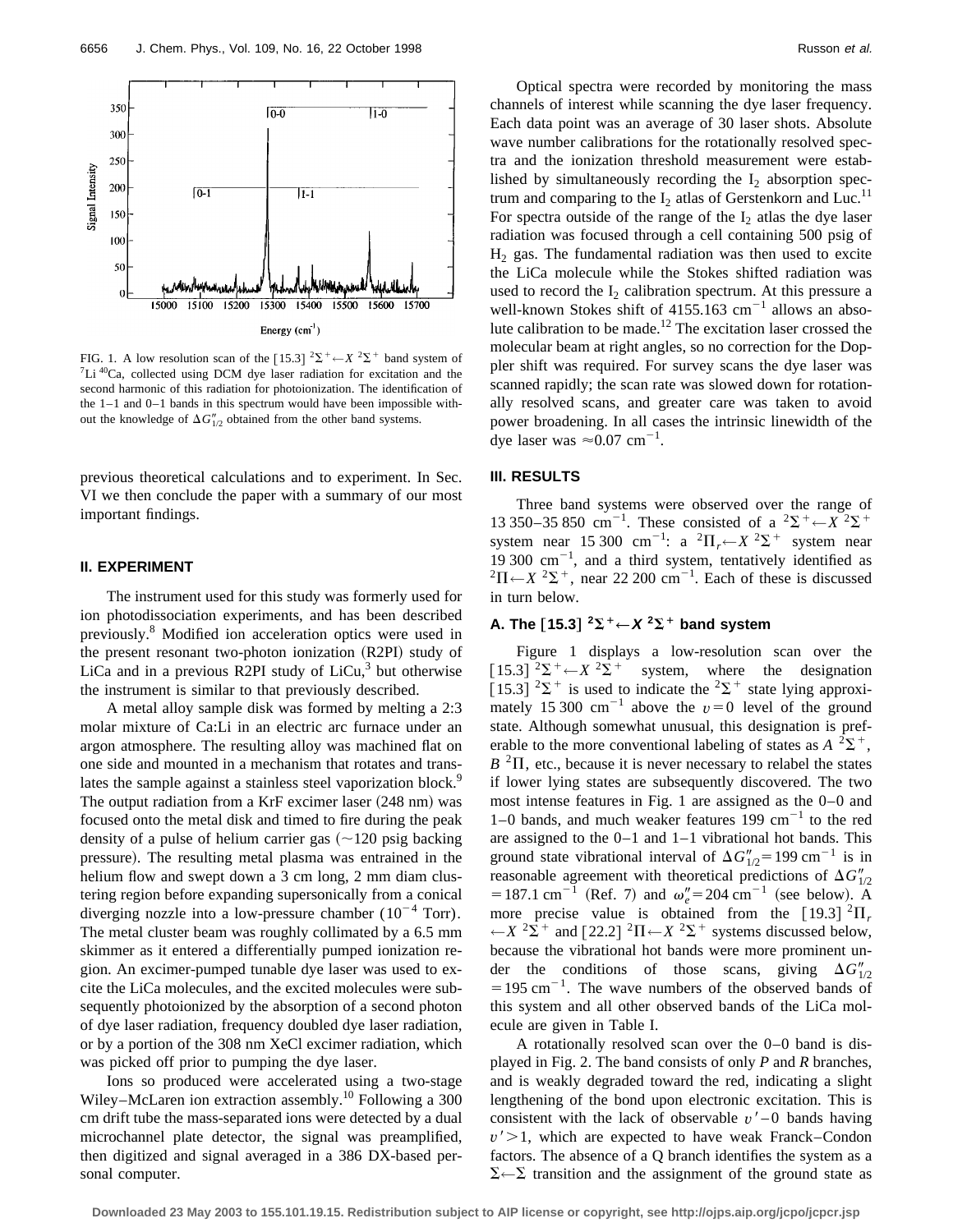FIG. 1. A low resolution scan of the [15.3] $^2\Sigma^+ \leftarrow X\ ^2\Sigma^+$ band system of $^7$Li $^{40}$Ca, collected using DCM dye laser radiation for excitation and the second harmonic of this radiation for photoionization. The identification of the 1–1 and 0–1 bands in this spectrum would have been impossible without the knowledge of $\Delta G''_{1/2}$ obtained from the other band systems.

previous theoretical calculations and to experiment. In Sec. VI we then conclude the paper with a summary of our most important findings.

## II. EXPERIMENT

The instrument used for this study was formerly used for ion photodissociation experiments, and has been described previously.[8] Modified ion acceleration optics were used in the present resonant two-photon ionization (R2PI) study of LiCa and in a previous R2PI study of LiCu,[3] but otherwise the instrument is similar to that previously described.

A metal alloy sample disk was formed by melting a 2:3 molar mixture of Ca:Li in an electric arc furnace under an argon atmosphere. The resulting alloy was machined flat on one side and mounted in a mechanism that rotates and translates the sample against a stainless steel vaporization block.[9] The output radiation from a KrF excimer laser (248 nm) was focused onto the metal disk and timed to fire during the peak density of a pulse of helium carrier gas (~120 psig backing pressure). The resulting metal plasma was entrained in the helium flow and swept down a 3 cm long, 2 mm diam clustering region before expanding supersonically from a conical diverging nozzle into a low-pressure chamber ($10^{-4}$ Torr). The metal cluster beam was roughly collimated by a 6.5 mm skimmer as it entered a differentially pumped ionization region. An excimer-pumped tunable dye laser was used to excite the LiCa molecules, and the excited molecules were subsequently photoionized by the absorption of a second photon of dye laser radiation, frequency doubled dye laser radiation, or by a portion of the 308 nm XeCl excimer radiation, which was picked off prior to pumping the dye laser.

Ions so produced were accelerated using a two-stage Wiley–McLaren ion extraction assembly.[10] Following a 300 cm drift tube the mass-separated ions were detected by a dual microchannel plate detector, the signal was preamplified, then digitized and signal averaged in a 386 DX-based personal computer.

Optical spectra were recorded by monitoring the mass channels of interest while scanning the dye laser frequency. Each data point was an average of 30 laser shots. Absolute wave number calibrations for the rotationally resolved spectra and the ionization threshold measurement were established by simultaneously recording the $I_2$ absorption spectrum and comparing to the $I_2$ atlas of Gerstenkorn and Luc.[11] For spectra outside of the range of the $I_2$ atlas the dye laser radiation was focused through a cell containing 500 psig of $H_2$ gas. The fundamental radiation was then used to excite the LiCa molecule while the Stokes shifted radiation was used to record the $I_2$ calibration spectrum. At this pressure a well-known Stokes shift of 4155.163 cm$^{-1}$ allows an absolute calibration to be made.[12] The excitation laser crossed the molecular beam at right angles, so no correction for the Doppler shift was required. For survey scans the dye laser was scanned rapidly; the scan rate was slowed down for rotationally resolved scans, and greater care was taken to avoid power broadening. In all cases the intrinsic linewidth of the dye laser was ≈0.07 cm$^{-1}$.

## III. RESULTS

Three band systems were observed over the range of 13 350–35 850 cm$^{-1}$. These consisted of a $^2\Sigma^+ \leftarrow X\ ^2\Sigma^+$ system near 15 300 cm$^{-1}$: a $^2\Pi_r \leftarrow X\ ^2\Sigma^+$ system near 19 300 cm$^{-1}$, and a third system, tentatively identified as $^2\Pi \leftarrow X\ ^2\Sigma^+$, near 22 200 cm$^{-1}$. Each of these is discussed in turn below.

### A. The [15.3] $^2\Sigma^+ \leftarrow X\ ^2\Sigma^+$ band system

Figure 1 displays a low-resolution scan over the [15.3] $^2\Sigma^+ \leftarrow X\ ^2\Sigma^+$ system, where the designation [15.3] $^2\Sigma^+$ is used to indicate the $^2\Sigma^+$ state lying approximately 15 300 cm$^{-1}$ above the $v=0$ level of the ground state. Although somewhat unusual, this designation is preferable to the more conventional labeling of states as $A\ ^2\Sigma^+$, $B\ ^2\Pi$, etc., because it is never necessary to relabel the states if lower lying states are subsequently discovered. The two most intense features in Fig. 1 are assigned as the 0–0 and 1–0 bands, and much weaker features 199 cm$^{-1}$ to the red are assigned to the 0–1 and 1–1 vibrational hot bands. This ground state vibrational interval of $\Delta G''_{1/2} = 199$ cm$^{-1}$ is in reasonable agreement with theoretical predictions of $\Delta G''_{1/2} = 187.1$ cm$^{-1}$ (Ref. 7) and $\omega''_e = 204$ cm$^{-1}$ (see below). A more precise value is obtained from the [19.3] $^2\Pi_r \leftarrow X\ ^2\Sigma^+$ and [22.2] $^2\Pi \leftarrow X\ ^2\Sigma^+$ systems discussed below, because the vibrational hot bands were more prominent under the conditions of those scans, giving $\Delta G''_{1/2} = 195$ cm$^{-1}$. The wave numbers of the observed bands of this system and all other observed bands of the LiCa molecule are given in Table I.

A rotationally resolved scan over the 0–0 band is displayed in Fig. 2. The band consists of only *P* and *R* branches, and is weakly degraded toward the red, indicating a slight lengthening of the bond upon electronic excitation. This is consistent with the lack of observable $v'$–0 bands having $v' > 1$, which are expected to have weak Franck–Condon factors. The absence of a Q branch identifies the system as a $\Sigma \leftarrow \Sigma$ transition and the assignment of the ground state as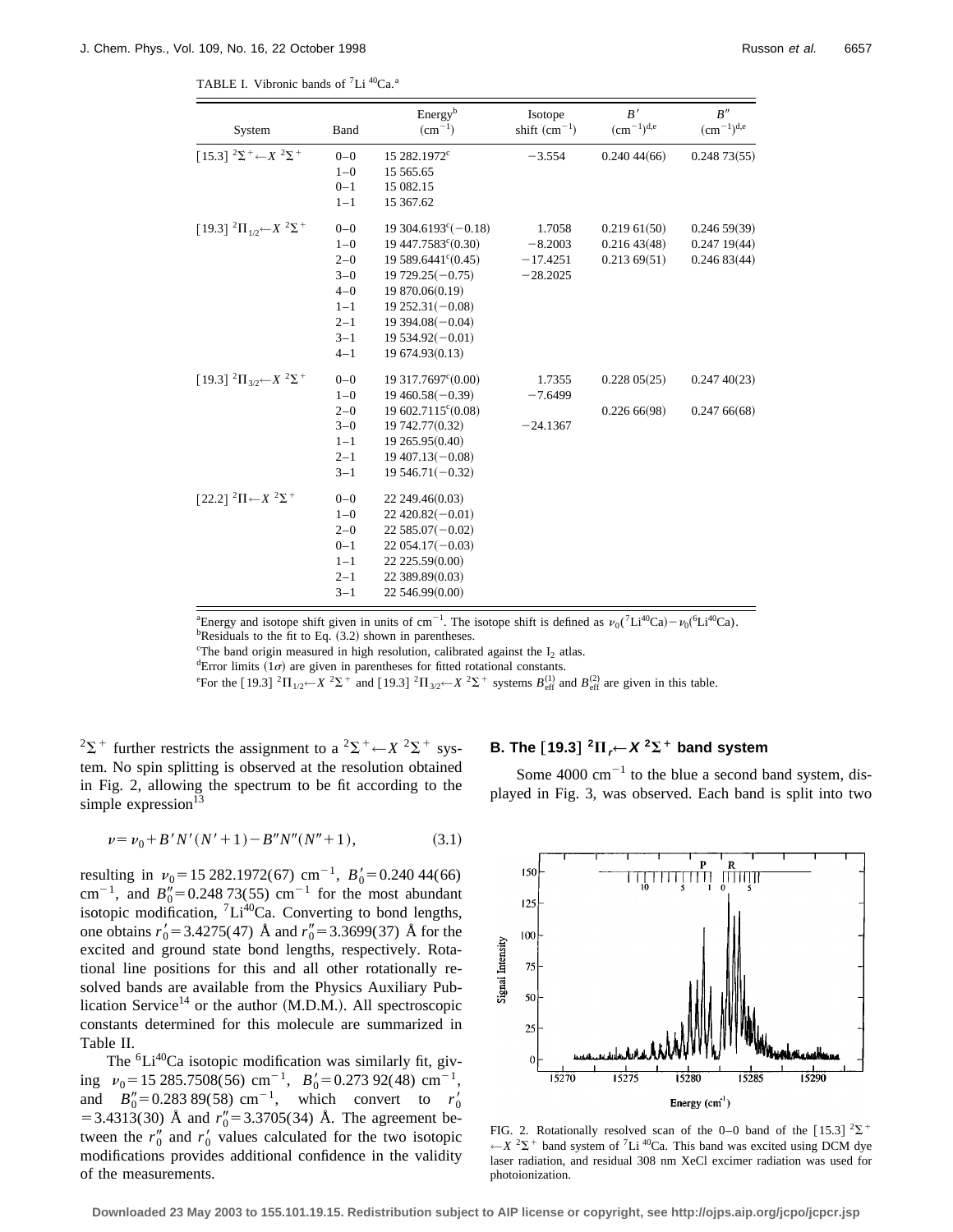TABLE I. Vibronic bands of $^7$Li $^{40}$Ca.[a]

| System | Band | Energy[b] (cm$^{-1}$) | Isotope shift (cm$^{-1}$) | $B'$ (cm$^{-1}$)[d,e] | $B''$ (cm$^{-1}$)[d,e] |
|---|---|---|---|---|---|
| [15.3] $^2\Sigma^+ \leftarrow X\ ^2\Sigma^+$ | 0–0 | 15 282.1972[c] | −3.554 | 0.240 44(66) | 0.248 73(55) |
| | 1–0 | 15 565.65 | | | |
| | 0–1 | 15 082.15 | | | |
| | 1–1 | 15 367.62 | | | |
| [19.3] $^2\Pi_{1/2} \leftarrow X\ ^2\Sigma^+$ | 0–0 | 19 304.6193[c](−0.18) | 1.7058 | 0.219 61(50) | 0.246 59(39) |
| | 1–0 | 19 447.7583[c](0.30) | −8.2003 | 0.216 43(48) | 0.247 19(44) |
| | 2–0 | 19 589.6441[c](0.45) | −17.4251 | 0.213 69(51) | 0.246 83(44) |
| | 3–0 | 19 729.25(−0.75) | −28.2025 | | |
| | 4–0 | 19 870.06(0.19) | | | |
| | 1–1 | 19 252.31(−0.08) | | | |
| | 2–1 | 19 394.08(−0.04) | | | |
| | 3–1 | 19 534.92(−0.01) | | | |
| | 4–1 | 19 674.93(0.13) | | | |
| [19.3] $^2\Pi_{3/2} \leftarrow X\ ^2\Sigma^+$ | 0–0 | 19 317.7697[c](0.00) | 1.7355 | 0.228 05(25) | 0.247 40(23) |
| | 1–0 | 19 460.58(−0.39) | −7.6499 | | |
| | 2–0 | 19 602.7115[c](0.08) | | 0.226 66(98) | 0.247 66(68) |
| | 3–0 | 19 742.77(0.32) | −24.1367 | | |
| | 1–1 | 19 265.95(0.40) | | | |
| | 2–1 | 19 407.13(−0.08) | | | |
| | 3–1 | 19 546.71(−0.32) | | | |
| [22.2] $^2\Pi \leftarrow X\ ^2\Sigma^+$ | 0–0 | 22 249.46(0.03) | | | |
| | 1–0 | 22 420.82(−0.01) | | | |
| | 2–0 | 22 585.07(−0.02) | | | |
| | 0–1 | 22 054.17(−0.03) | | | |
| | 1–1 | 22 225.59(0.00) | | | |
| | 2–1 | 22 389.89(0.03) | | | |
| | 3–1 | 22 546.99(0.00) | | | |

[a]Energy and isotope shift given in units of cm$^{-1}$. The isotope shift is defined as $\nu_0(^7\mathrm{Li}^{40}\mathrm{Ca}) - \nu_0(^6\mathrm{Li}^{40}\mathrm{Ca})$.
[b]Residuals to the fit to Eq. (3.2) shown in parentheses.
[c]The band origin measured in high resolution, calibrated against the $I_2$ atlas.
[d]Error limits (1$\sigma$) are given in parentheses for fitted rotational constants.
[e]For the [19.3] $^2\Pi_{1/2} \leftarrow X\ ^2\Sigma^+$ and [19.3] $^2\Pi_{3/2} \leftarrow X\ ^2\Sigma^+$ systems $B_{\mathrm{eff}}^{(1)}$ and $B_{\mathrm{eff}}^{(2)}$ are given in this table.

$^2\Sigma^+$ further restricts the assignment to a $^2\Sigma^+ \leftarrow X\ ^2\Sigma^+$ system. No spin splitting is observed at the resolution obtained in Fig. 2, allowing the spectrum to be fit according to the simple expression[13]

$$\nu = \nu_0 + B'N'(N'+1) - B''N''(N''+1), \tag{3.1}$$

resulting in $\nu_0 = 15\,282.1972(67)$ cm$^{-1}$, $B_0' = 0.240\,44(66)$ cm$^{-1}$, and $B_0'' = 0.248\,73(55)$ cm$^{-1}$ for the most abundant isotopic modification, $^7$Li$^{40}$Ca. Converting to bond lengths, one obtains $r_0' = 3.4275(47)$ Å and $r_0'' = 3.3699(37)$ Å for the excited and ground state bond lengths, respectively. Rotational line positions for this and all other rotationally resolved bands are available from the Physics Auxiliary Publication Service[14] or the author (M.D.M.). All spectroscopic constants determined for this molecule are summarized in Table II.

The $^6$Li$^{40}$Ca isotopic modification was similarly fit, giving $\nu_0 = 15\,285.7508(56)$ cm$^{-1}$, $B_0' = 0.273\,92(48)$ cm$^{-1}$, and $B_0'' = 0.283\,89(58)$ cm$^{-1}$, which convert to $r_0' = 3.4313(30)$ Å and $r_0'' = 3.3705(34)$ Å. The agreement between the $r_0''$ and $r_0'$ values calculated for the two isotopic modifications provides additional confidence in the validity of the measurements.

### B. The [19.3] $^2\Pi_r \leftarrow X\ ^2\Sigma^+$ band system

Some 4000 cm$^{-1}$ to the blue a second band system, displayed in Fig. 3, was observed. Each band is split into two

FIG. 2. Rotationally resolved scan of the 0–0 band of the [15.3] $^2\Sigma^+ \leftarrow X\ ^2\Sigma^+$ band system of $^7$Li $^{40}$Ca. This band was excited using DCM dye laser radiation, and residual 308 nm XeCl excimer radiation was used for photoionization.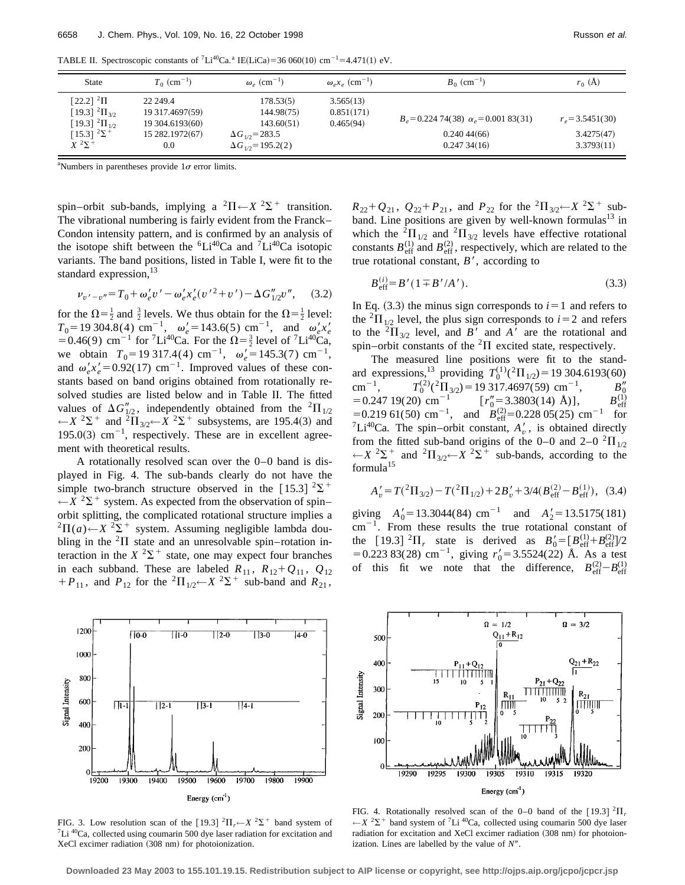TABLE II. Spectroscopic constants of $^{7}$Li$^{40}$Ca.[a] IE(LiCa) = 36 060(10) cm$^{-1}$ = 4.471(1) eV.

| State | $T_0$ (cm$^{-1}$) | $\omega_e$ (cm$^{-1}$) | $\omega_e x_e$ (cm$^{-1}$) | $B_0$ (cm$^{-1}$) | $r_0$ (Å) |
|---|---|---|---|---|---|
| [22.2] $^2\Pi$ | 22 249.4 | 178.53(5) | 3.565(13) | | |
| [19.3] $^2\Pi_{3/2}$ | 19 317.4697(59) | 144.98(75) | 0.851(171) | $B_e = 0.224\,74(38)$ $\alpha_e = 0.001\,83(31)$ | $r_e = 3.5451(30)$ |
| [19.3] $^2\Pi_{1/2}$ | 19 304.6193(60) | 143.60(51) | 0.465(94) | | |
| [15.3] $^2\Sigma^+$ | 15 282.1972(67) | $\Delta G_{1/2} = 283.5$ | | 0.240 44(66) | 3.4275(47) |
| $X\ ^2\Sigma^+$ | 0.0 | $\Delta G_{1/2} = 195.2(2)$ | | 0.247 34(16) | 3.3793(11) |

[a]Numbers in parentheses provide 1$\sigma$ error limits.

spin–orbit sub-bands, implying a $^2\Pi \leftarrow X\ ^2\Sigma^+$ transition. The vibrational numbering is fairly evident from the Franck–Condon intensity pattern, and is confirmed by an analysis of the isotope shift between the $^{6}$Li$^{40}$Ca and $^{7}$Li$^{40}$Ca isotopic variants. The band positions, listed in Table I, were fit to the standard expression,[13]

$$\nu_{v'-v''} = T_0 + \omega_e' v' - \omega_e' x_e' (v'^2 + v') - \Delta G''_{1/2} v'', \quad (3.2)$$

for the $\Omega = \frac{1}{2}$ and $\frac{3}{2}$ levels. We thus obtain for the $\Omega = \frac{1}{2}$ level: $T_0 = 19\,304.8(4)$ cm$^{-1}$, $\omega_e' = 143.6(5)$ cm$^{-1}$, and $\omega_e' x_e' = 0.46(9)$ cm$^{-1}$ for $^{7}$Li$^{40}$Ca. For the $\Omega = \frac{3}{2}$ level of $^{7}$Li$^{40}$Ca, we obtain $T_0 = 19\,317.4(4)$ cm$^{-1}$, $\omega_e' = 145.3(7)$ cm$^{-1}$, and $\omega_e' x_e' = 0.92(17)$ cm$^{-1}$. Improved values of these constants based on band origins obtained from rotationally resolved studies are listed below and in Table II. The fitted values of $\Delta G''_{1/2}$, independently obtained from the $^2\Pi_{1/2} \leftarrow X\ ^2\Sigma^+$ and $^2\Pi_{3/2} \leftarrow X\ ^2\Sigma^+$ subsystems, are 195.4(3) and 195.0(3) cm$^{-1}$, respectively. These are in excellent agreement with theoretical results.

A rotationally resolved scan over the 0–0 band is displayed in Fig. 4. The sub-bands clearly do not have the simple two-branch structure observed in the [15.3] $^2\Sigma^+ \leftarrow X\ ^2\Sigma^+$ system. As expected from the observation of spin–orbit splitting, the complicated rotational structure implies a $^2\Pi(a) \leftarrow X\ ^2\Sigma^+$ system. Assuming negligible lambda doubling in the $^2\Pi$ state and an unresolvable spin–rotation interaction in the $X\ ^2\Sigma^+$ state, one may expect four branches in each subband. These are labeled $R_{11}$, $R_{12}+Q_{11}$, $Q_{12}+P_{11}$, and $P_{12}$ for the $^2\Pi_{1/2} \leftarrow X\ ^2\Sigma^+$ sub-band and $R_{21}$, $R_{22}+Q_{21}$, $Q_{22}+P_{21}$, and $P_{22}$ for the $^2\Pi_{3/2} \leftarrow X\ ^2\Sigma^+$ subband. Line positions are given by well-known formulas[13] in which the $^2\Pi_{1/2}$ and $^2\Pi_{3/2}$ levels have effective rotational constants $B_{\text{eff}}^{(1)}$ and $B_{\text{eff}}^{(2)}$, respectively, which are related to the true rotational constant, $B'$, according to

$$B_{\text{eff}}^{(i)} = B'(1 \mp B'/A'). \quad (3.3)$$

In Eq. (3.3) the minus sign corresponds to $i=1$ and refers to the $^2\Pi_{1/2}$ level, the plus sign corresponds to $i=2$ and refers to the $^2\Pi_{3/2}$ level, and $B'$ and $A'$ are the rotational and spin–orbit constants of the $^2\Pi$ excited state, respectively.

The measured line positions were fit to the standard expressions,[13] providing $T_0^{(1)}(^2\Pi_{1/2}) = 19\,304.6193(60)$ cm$^{-1}$, $T_0^{(2)}(^2\Pi_{3/2}) = 19\,317.4697(59)$ cm$^{-1}$, $B_0'' = 0.247\,19(20)$ cm$^{-1}$ [$r_0'' = 3.3803(14)$ Å)], $B_{\text{eff}}^{(1)} = 0.219\,61(50)$ cm$^{-1}$, and $B_{\text{eff}}^{(2)} = 0.228\,05(25)$ cm$^{-1}$ for $^{7}$Li$^{40}$Ca. The spin–orbit constant, $A_v'$, is obtained directly from the fitted sub-band origins of the 0–0 and 2–0 $^2\Pi_{1/2} \leftarrow X\ ^2\Sigma^+$ and $^2\Pi_{3/2} \leftarrow X\ ^2\Sigma^+$ sub-bands, according to the formula[15]

$$A_v' = T(^2\Pi_{3/2}) - T(^2\Pi_{1/2}) + 2B_v' + 3/4(B_{\text{eff}}^{(2)} - B_{\text{eff}}^{(1)}), \quad (3.4)$$

giving $A_0' = 13.3044(84)$ cm$^{-1}$ and $A_2' = 13.5175(181)$ cm$^{-1}$. From these results the true rotational constant of the [19.3] $^2\Pi_r$ state is derived as $B_0' = [B_{\text{eff}}^{(1)} + B_{\text{eff}}^{(2)}]/2 = 0.223\,83(28)$ cm$^{-1}$, giving $r_0' = 3.5524(22)$ Å. As a test of this fit we note that the difference, $B_{\text{eff}}^{(2)} - B_{\text{eff}}^{(1)}$

FIG. 3. Low resolution scan of the [19.3] $^2\Pi_r \leftarrow X\ ^2\Sigma^+$ band system of $^{7}$Li $^{40}$Ca, collected using coumarin 500 dye laser radiation for excitation and XeCl excimer radiation (308 nm) for photoionization.

FIG. 4. Rotationally resolved scan of the 0–0 band of the [19.3] $^2\Pi_r \leftarrow X\ ^2\Sigma^+$ band system of $^{7}$Li $^{40}$Ca, collected using coumarin 500 dye laser radiation for excitation and XeCl excimer radiation (308 nm) for photoionization. Lines are labelled by the value of $N''$.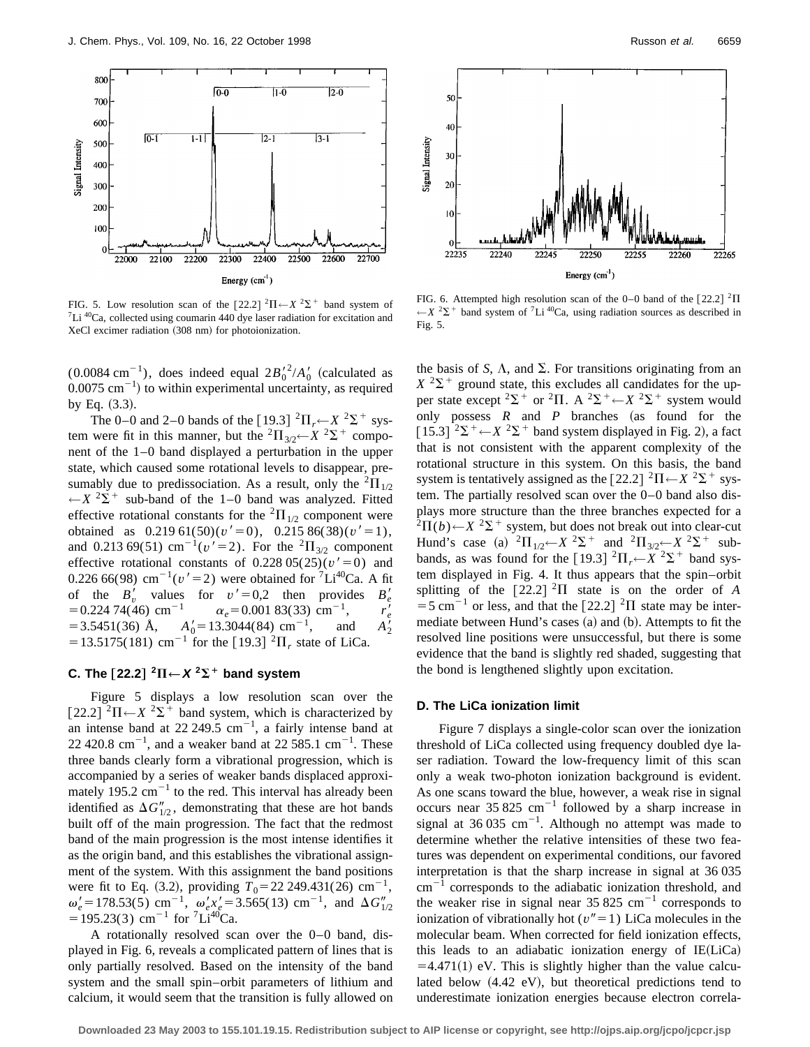FIG. 5. Low resolution scan of the $[22.2]\ ^2\Pi \leftarrow X\ ^2\Sigma^+$ band system of $^7$Li $^{40}$Ca, collected using coumarin 440 dye laser radiation for excitation and XeCl excimer radiation (308 nm) for photoionization.

FIG. 6. Attempted high resolution scan of the 0–0 band of the $[22.2]\ ^2\Pi \leftarrow X\ ^2\Sigma^+$ band system of $^7$Li $^{40}$Ca, using radiation sources as described in Fig. 5.

(0.0084 cm$^{-1}$), does indeed equal $2B_0'^2/A_0'$ (calculated as 0.0075 cm$^{-1}$) to within experimental uncertainty, as required by Eq. (3.3).

The 0–0 and 2–0 bands of the $[19.3]\ ^2\Pi_r \leftarrow X\ ^2\Sigma^+$ system were fit in this manner, but the $^2\Pi_{3/2} \leftarrow X\ ^2\Sigma^+$ component of the 1–0 band displayed a perturbation in the upper state, which caused some rotational levels to disappear, presumably due to predissociation. As a result, only the $^2\Pi_{1/2} \leftarrow X\ ^2\Sigma^+$ sub-band of the 1–0 band was analyzed. Fitted effective rotational constants for the $^2\Pi_{1/2}$ component were obtained as 0.219 61(50)($v'=0$), 0.215 86(38)($v'=1$), and 0.213 69(51) cm$^{-1}$($v'=2$). For the $^2\Pi_{3/2}$ component effective rotational constants of 0.228 05(25)($v'=0$) and 0.226 66(98) cm$^{-1}$($v'=2$) were obtained for $^7$Li$^{40}$Ca. A fit of the $B_v'$ values for $v'=0,2$ then provides $B_e' = 0.224\ 74(46)$ cm$^{-1}$ $\alpha_e = 0.001\ 83(33)$ cm$^{-1}$, $r_e' = 3.5451(36)$ Å, $A_0' = 13.3044(84)$ cm$^{-1}$, and $A_2' = 13.5175(181)$ cm$^{-1}$ for the [19.3] $^2\Pi_r$ state of LiCa.

### C. The $[22.2]\ ^2\Pi \leftarrow X\ ^2\Sigma^+$ band system

Figure 5 displays a low resolution scan over the $[22.2]\ ^2\Pi \leftarrow X\ ^2\Sigma^+$ band system, which is characterized by an intense band at 22 249.5 cm$^{-1}$, a fairly intense band at 22 420.8 cm$^{-1}$, and a weaker band at 22 585.1 cm$^{-1}$. These three bands clearly form a vibrational progression, which is accompanied by a series of weaker bands displaced approximately 195.2 cm$^{-1}$ to the red. This interval has already been identified as $\Delta G''_{1/2}$, demonstrating that these are hot bands built off of the main progression. The fact that the redmost band of the main progression is the most intense identifies it as the origin band, and this establishes the vibrational assignment of the system. With this assignment the band positions were fit to Eq. (3.2), providing $T_0 = 22\ 249.431(26)$ cm$^{-1}$, $\omega_e' = 178.53(5)$ cm$^{-1}$, $\omega_e'x_e' = 3.565(13)$ cm$^{-1}$, and $\Delta G''_{1/2} = 195.23(3)$ cm$^{-1}$ for $^7$Li$^{40}$Ca.

A rotationally resolved scan over the 0–0 band, displayed in Fig. 6, reveals a complicated pattern of lines that is only partially resolved. Based on the intensity of the band system and the small spin–orbit parameters of lithium and calcium, it would seem that the transition is fully allowed on the basis of $S$, $\Lambda$, and $\Sigma$. For transitions originating from an $X\ ^2\Sigma^+$ ground state, this excludes all candidates for the upper state except $^2\Sigma^+$ or $^2\Pi$. A $^2\Sigma^+ \leftarrow X\ ^2\Sigma^+$ system would only possess $R$ and $P$ branches (as found for the $[15.3]\ ^2\Sigma^+ \leftarrow X\ ^2\Sigma^+$ band system displayed in Fig. 2), a fact that is not consistent with the apparent complexity of the rotational structure in this system. On this basis, the band system is tentatively assigned as the $[22.2]\ ^2\Pi \leftarrow X\ ^2\Sigma^+$ system. The partially resolved scan over the 0–0 band also displays more structure than the three branches expected for a $^2\Pi(b) \leftarrow X\ ^2\Sigma^+$ system, but does not break out into clear-cut Hund's case (a) $^2\Pi_{1/2} \leftarrow X\ ^2\Sigma^+$ and $^2\Pi_{3/2} \leftarrow X\ ^2\Sigma^+$ sub-bands, as was found for the $[19.3]\ ^2\Pi_r \leftarrow X\ ^2\Sigma^+$ band system displayed in Fig. 4. It thus appears that the spin–orbit splitting of the [22.2] $^2\Pi$ state is on the order of $A = 5$ cm$^{-1}$ or less, and that the [22.2] $^2\Pi$ state may be intermediate between Hund's cases (a) and (b). Attempts to fit the resolved line positions were unsuccessful, but there is some evidence that the band is slightly red shaded, suggesting that the bond is lengthened slightly upon excitation.

### D. The LiCa ionization limit

Figure 7 displays a single-color scan over the ionization threshold of LiCa collected using frequency doubled dye laser radiation. Toward the low-frequency limit of this scan only a weak two-photon ionization background is evident. As one scans toward the blue, however, a weak rise in signal occurs near 35 825 cm$^{-1}$ followed by a sharp increase in signal at 36 035 cm$^{-1}$. Although no attempt was made to determine whether the relative intensities of these two features was dependent on experimental conditions, our favored interpretation is that the sharp increase in signal at 36 035 cm$^{-1}$ corresponds to the adiabatic ionization threshold, and the weaker rise in signal near 35 825 cm$^{-1}$ corresponds to ionization of vibrationally hot ($v''=1$) LiCa molecules in the molecular beam. When corrected for field ionization effects, this leads to an adiabatic ionization energy of IE(LiCa) = 4.471(1) eV. This is slightly higher than the value calculated below (4.42 eV), but theoretical predictions tend to underestimate ionization energies because electron correla-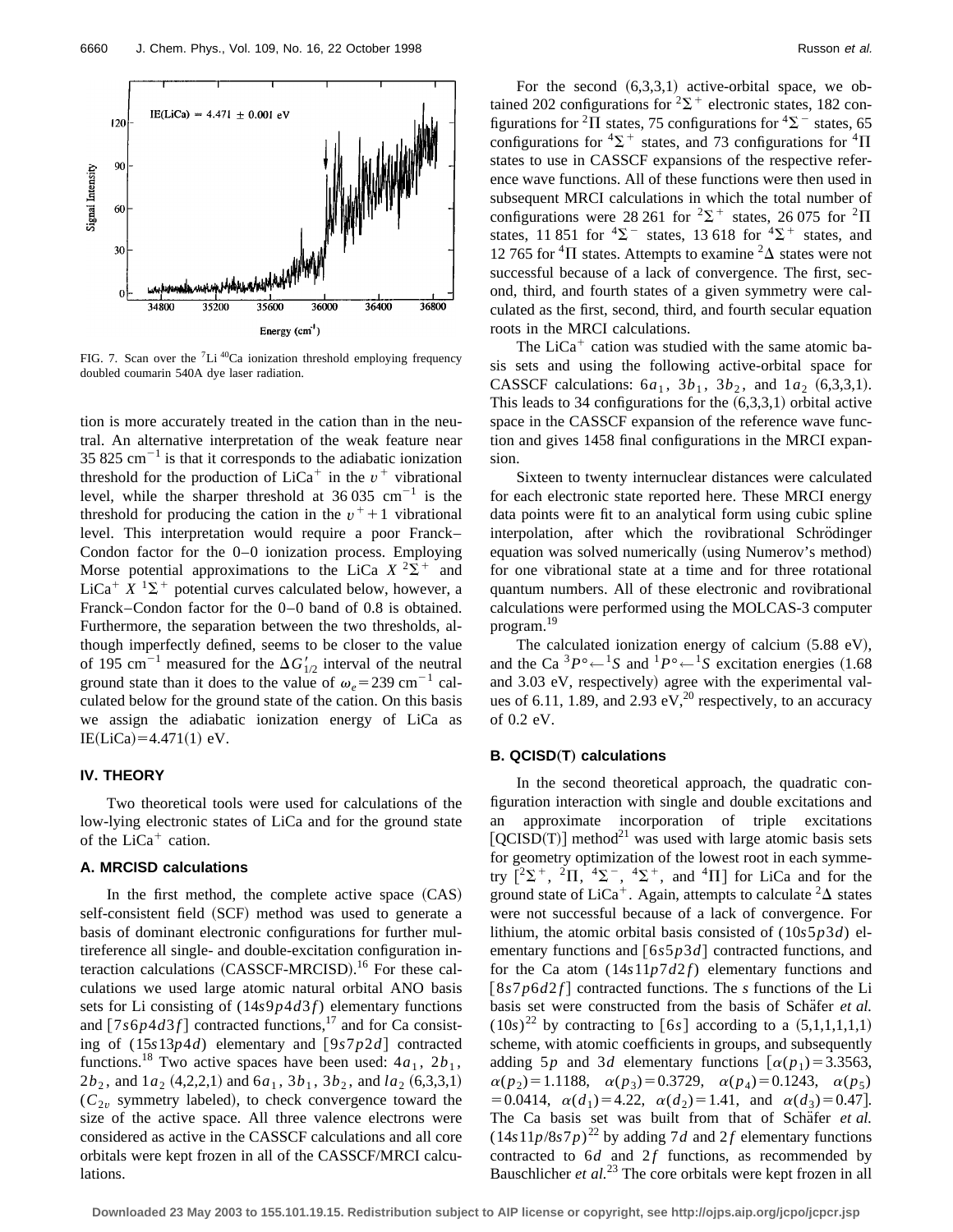FIG. 7. Scan over the $^7$Li $^{40}$Ca ionization threshold employing frequency doubled coumarin 540A dye laser radiation.

tion is more accurately treated in the cation than in the neutral. An alternative interpretation of the weak feature near 35 825 cm$^{-1}$ is that it corresponds to the adiabatic ionization threshold for the production of LiCa$^+$ in the $v^+$ vibrational level, while the sharper threshold at 36 035 cm$^{-1}$ is the threshold for producing the cation in the $v^+ + 1$ vibrational level. This interpretation would require a poor Franck–Condon factor for the 0–0 ionization process. Employing Morse potential approximations to the LiCa $X\ ^2\Sigma^+$ and LiCa$^+$ $X\ ^1\Sigma^+$ potential curves calculated below, however, a Franck–Condon factor for the 0–0 band of 0.8 is obtained. Furthermore, the separation between the two thresholds, although imperfectly defined, seems to be closer to the value of 195 cm$^{-1}$ measured for the $\Delta G'_{1/2}$ interval of the neutral ground state than it does to the value of $\omega_e = 239$ cm$^{-1}$ calculated below for the ground state of the cation. On this basis we assign the adiabatic ionization energy of LiCa as IE(LiCa) = 4.471(1) eV.

## IV. THEORY

Two theoretical tools were used for calculations of the low-lying electronic states of LiCa and for the ground state of the LiCa$^+$ cation.

### A. MRCISD calculations

In the first method, the complete active space (CAS) self-consistent field (SCF) method was used to generate a basis of dominant electronic configurations for further multireference all single- and double-excitation configuration interaction calculations (CASSCF-MRCISD).[16] For these calculations we used large atomic natural orbital ANO basis sets for Li consisting of $(14s9p4d3f)$ elementary functions and $[7s6p4d3f]$ contracted functions,[17] and for Ca consisting of $(15s13p4d)$ elementary and $[9s7p2d]$ contracted functions.[18] Two active spaces have been used: $4a_1$, $2b_1$, $2b_2$, and $1a_2$ (4,2,2,1) and $6a_1$, $3b_1$, $3b_2$, and $la_2$ (6,3,3,1) ($C_{2v}$ symmetry labeled), to check convergence toward the size of the active space. All three valence electrons were considered as active in the CASSCF calculations and all core orbitals were kept frozen in all of the CASSCF/MRCI calculations.

For the second (6,3,3,1) active-orbital space, we obtained 202 configurations for $^2\Sigma^+$ electronic states, 182 configurations for $^2\Pi$ states, 75 configurations for $^4\Sigma^-$ states, 65 configurations for $^4\Sigma^+$ states, and 73 configurations for $^4\Pi$ states to use in CASSCF expansions of the respective reference wave functions. All of these functions were then used in subsequent MRCI calculations in which the total number of configurations were 28 261 for $^2\Sigma^+$ states, 26 075 for $^2\Pi$ states, 11 851 for $^4\Sigma^-$ states, 13 618 for $^4\Sigma^+$ states, and 12 765 for $^4\Pi$ states. Attempts to examine $^2\Delta$ states were not successful because of a lack of convergence. The first, second, third, and fourth states of a given symmetry were calculated as the first, second, third, and fourth secular equation roots in the MRCI calculations.

The LiCa$^+$ cation was studied with the same atomic basis sets and using the following active-orbital space for CASSCF calculations: $6a_1$, $3b_1$, $3b_2$, and $1a_2$ (6,3,3,1). This leads to 34 configurations for the (6,3,3,1) orbital active space in the CASSCF expansion of the reference wave function and gives 1458 final configurations in the MRCI expansion.

Sixteen to twenty internuclear distances were calculated for each electronic state reported here. These MRCI energy data points were fit to an analytical form using cubic spline interpolation, after which the rovibrational Schrödinger equation was solved numerically (using Numerov's method) for one vibrational state at a time and for three rotational quantum numbers. All of these electronic and rovibrational calculations were performed using the MOLCAS-3 computer program.[19]

The calculated ionization energy of calcium (5.88 eV), and the Ca $^3P° \leftarrow {}^1S$ and $^1P° \leftarrow {}^1S$ excitation energies (1.68 and 3.03 eV, respectively) agree with the experimental values of 6.11, 1.89, and 2.93 eV,[20] respectively, to an accuracy of 0.2 eV.

### B. QCISD(T) calculations

In the second theoretical approach, the quadratic configuration interaction with single and double excitations and an approximate incorporation of triple excitations [QCISD(T)] method[21] was used with large atomic basis sets for geometry optimization of the lowest root in each symmetry [$^2\Sigma^+$, $^2\Pi$, $^4\Sigma^-$, $^4\Sigma^+$, and $^4\Pi$] for LiCa and for the ground state of LiCa$^+$. Again, attempts to calculate $^2\Delta$ states were not successful because of a lack of convergence. For lithium, the atomic orbital basis consisted of $(10s5p3d)$ elementary functions and $[6s5p3d]$ contracted functions, and for the Ca atom $(14s11p7d2f)$ elementary functions and $[8s7p6d2f]$ contracted functions. The $s$ functions of the Li basis set were constructed from the basis of Schäfer *et al.* $(10s)$[22] by contracting to $[6s]$ according to a (5,1,1,1,1,1) scheme, with atomic coefficients in groups, and subsequently adding $5p$ and $3d$ elementary functions [$\alpha(p_1) = 3.3563$, $\alpha(p_2) = 1.1188$, $\alpha(p_3) = 0.3729$, $\alpha(p_4) = 0.1243$, $\alpha(p_5) = 0.0414$, $\alpha(d_1) = 4.22$, $\alpha(d_2) = 1.41$, and $\alpha(d_3) = 0.47$]. The Ca basis set was built from that of Schäfer *et al.* $(14s11p/8s7p)$[22] by adding $7d$ and $2f$ elementary functions contracted to $6d$ and $2f$ functions, as recommended by Bauschlicher *et al.*[23] The core orbitals were kept frozen in all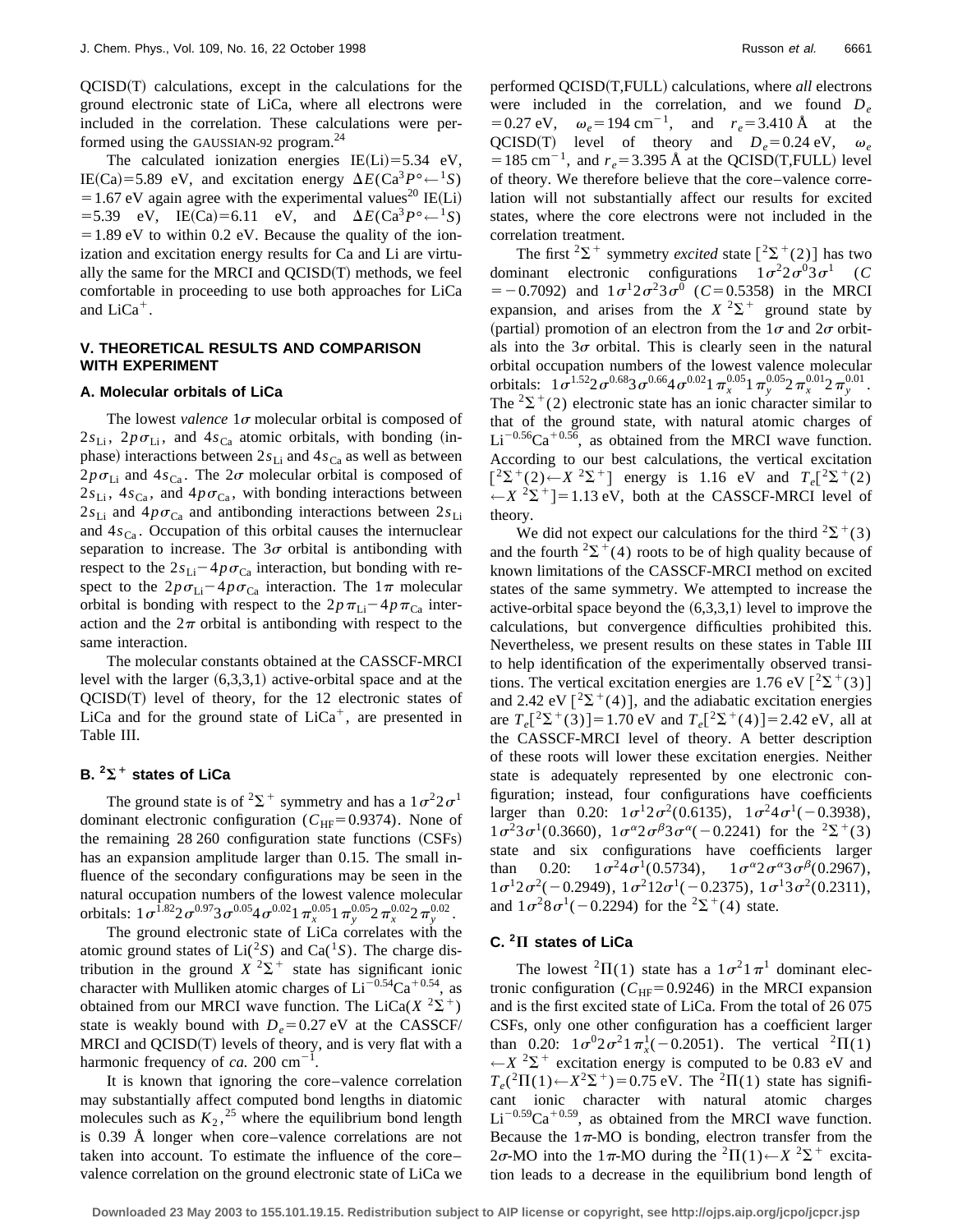QCISD(T) calculations, except in the calculations for the ground electronic state of LiCa, where all electrons were included in the correlation. These calculations were performed using the GAUSSIAN-92 program.[24]

The calculated ionization energies IE(Li)=5.34 eV, IE(Ca)=5.89 eV, and excitation energy $\Delta E(\mathrm{Ca}\,{}^3P^\circ \leftarrow {}^1S) = 1.67$ eV again agree with the experimental values[20] IE(Li) =5.39 eV, IE(Ca)=6.11 eV, and $\Delta E(\mathrm{Ca}\,{}^3P^\circ \leftarrow {}^1S) = 1.89$ eV to within 0.2 eV. Because the quality of the ionization and excitation energy results for Ca and Li are virtually the same for the MRCI and QCISD(T) methods, we feel comfortable in proceeding to use both approaches for LiCa and $\mathrm{LiCa}^+$.

## V. THEORETICAL RESULTS AND COMPARISON WITH EXPERIMENT

### A. Molecular orbitals of LiCa

The lowest *valence* $1\sigma$ molecular orbital is composed of $2s_{\mathrm{Li}}$, $2p\sigma_{\mathrm{Li}}$, and $4s_{\mathrm{Ca}}$ atomic orbitals, with bonding (in-phase) interactions between $2s_{\mathrm{Li}}$ and $4s_{\mathrm{Ca}}$ as well as between $2p\sigma_{\mathrm{Li}}$ and $4s_{\mathrm{Ca}}$. The $2\sigma$ molecular orbital is composed of $2s_{\mathrm{Li}}$, $4s_{\mathrm{Ca}}$, and $4p\sigma_{\mathrm{Ca}}$, with bonding interactions between $2s_{\mathrm{Li}}$ and $4p\sigma_{\mathrm{Ca}}$ and antibonding interactions between $2s_{\mathrm{Li}}$ and $4s_{\mathrm{Ca}}$. Occupation of this orbital causes the internuclear separation to increase. The $3\sigma$ orbital is antibonding with respect to the $2s_{\mathrm{Li}}-4p\sigma_{\mathrm{Ca}}$ interaction, but bonding with respect to the $2p\sigma_{\mathrm{Li}}-4p\sigma_{\mathrm{Ca}}$ interaction. The $1\pi$ molecular orbital is bonding with respect to the $2p\pi_{\mathrm{Li}}-4p\pi_{\mathrm{Ca}}$ interaction and the $2\pi$ orbital is antibonding with respect to the same interaction.

The molecular constants obtained at the CASSCF-MRCI level with the larger (6,3,3,1) active-orbital space and at the QCISD(T) level of theory, for the 12 electronic states of LiCa and for the ground state of $\mathrm{LiCa}^+$, are presented in Table III.

### B. ${}^2\Sigma^+$ states of LiCa

The ground state is of ${}^2\Sigma^+$ symmetry and has a $1\sigma^2 2\sigma^1$ dominant electronic configuration ($C_{\mathrm{HF}}=0.9374$). None of the remaining 28 260 configuration state functions (CSFs) has an expansion amplitude larger than 0.15. The small influence of the secondary configurations may be seen in the natural occupation numbers of the lowest valence molecular orbitals: $1\sigma^{1.82}2\sigma^{0.97}3\sigma^{0.05}4\sigma^{0.02}1\pi_x^{0.05}1\pi_y^{0.05}2\pi_x^{0.02}2\pi_y^{0.02}$.

The ground electronic state of LiCa correlates with the atomic ground states of $\mathrm{Li}({}^2S)$ and $\mathrm{Ca}({}^1S)$. The charge distribution in the ground $X\,{}^2\Sigma^+$ state has significant ionic character with Mulliken atomic charges of $\mathrm{Li}^{-0.54}\mathrm{Ca}^{+0.54}$, as obtained from our MRCI wave function. The $\mathrm{LiCa}(X\,{}^2\Sigma^+)$ state is weakly bound with $D_e=0.27$ eV at the CASSCF/MRCI and QCISD(T) levels of theory, and is very flat with a harmonic frequency of *ca.* 200 $\mathrm{cm}^{-1}$.

It is known that ignoring the core–valence correlation may substantially affect computed bond lengths in diatomic molecules such as $K_2$,[25] where the equilibrium bond length is 0.39 Å longer when core–valence correlations are not taken into account. To estimate the influence of the core–valence correlation on the ground electronic state of LiCa we performed QCISD(T,FULL) calculations, where *all* electrons were included in the correlation, and we found $D_e = 0.27$ eV, $\omega_e=194\ \mathrm{cm}^{-1}$, and $r_e=3.410$ Å at the QCISD(T) level of theory and $D_e=0.24$ eV, $\omega_e = 185\ \mathrm{cm}^{-1}$, and $r_e=3.395$ Å at the QCISD(T,FULL) level of theory. We therefore believe that the core–valence correlation will not substantially affect our results for excited states, where the core electrons were not included in the correlation treatment.

The first ${}^2\Sigma^+$ symmetry *excited* state $[{}^2\Sigma^+(2)]$ has two dominant electronic configurations $1\sigma^2 2\sigma^0 3\sigma^1$ ($C = -0.7092$) and $1\sigma^1 2\sigma^2 3\sigma^0$ ($C=0.5358$) in the MRCI expansion, and arises from the $X\,{}^2\Sigma^+$ ground state by (partial) promotion of an electron from the $1\sigma$ and $2\sigma$ orbitals into the $3\sigma$ orbital. This is clearly seen in the natural orbital occupation numbers of the lowest valence molecular orbitals: $1\sigma^{1.52}2\sigma^{0.68}3\sigma^{0.66}4\sigma^{0.02}1\pi_x^{0.05}1\pi_y^{0.05}2\pi_x^{0.01}2\pi_y^{0.01}$. The ${}^2\Sigma^+(2)$ electronic state has an ionic character similar to that of the ground state, with natural atomic charges of $\mathrm{Li}^{-0.56}\mathrm{Ca}^{+0.56}$, as obtained from the MRCI wave function. According to our best calculations, the vertical excitation $[{}^2\Sigma^+(2) \leftarrow X\,{}^2\Sigma^+]$ energy is 1.16 eV and $T_e[{}^2\Sigma^+(2) \leftarrow X\,{}^2\Sigma^+]=1.13$ eV, both at the CASSCF-MRCI level of theory.

We did not expect our calculations for the third ${}^2\Sigma^+(3)$ and the fourth ${}^2\Sigma^+(4)$ roots to be of high quality because of known limitations of the CASSCF-MRCI method on excited states of the same symmetry. We attempted to increase the active-orbital space beyond the (6,3,3,1) level to improve the calculations, but convergence difficulties prohibited this. Nevertheless, we present results on these states in Table III to help identification of the experimentally observed transitions. The vertical excitation energies are 1.76 eV $[{}^2\Sigma^+(3)]$ and 2.42 eV $[{}^2\Sigma^+(4)]$, and the adiabatic excitation energies are $T_e[{}^2\Sigma^+(3)]=1.70$ eV and $T_e[{}^2\Sigma^+(4)]=2.42$ eV, all at the CASSCF-MRCI level of theory. A better description of these roots will lower these excitation energies. Neither state is adequately represented by one electronic configuration; instead, four configurations have coefficients larger than 0.20: $1\sigma^1 2\sigma^2$(0.6135), $1\sigma^2 4\sigma^1$(−0.3938), $1\sigma^2 3\sigma^1$(0.3660), $1\sigma^\alpha 2\sigma^\beta 3\sigma^\alpha$(−0.2241) for the ${}^2\Sigma^+(3)$ state and six configurations have coefficients larger than 0.20: $1\sigma^2 4\sigma^1$(0.5734), $1\sigma^\alpha 2\sigma^\alpha 3\sigma^\beta$(0.2967), $1\sigma^1 2\sigma^2$(−0.2949), $1\sigma^2 12\sigma^1$(−0.2375), $1\sigma^1 3\sigma^2$(0.2311), and $1\sigma^2 8\sigma^1$(−0.2294) for the ${}^2\Sigma^+(4)$ state.

### C. ${}^2\Pi$ states of LiCa

The lowest ${}^2\Pi(1)$ state has a $1\sigma^2 1\pi^1$ dominant electronic configuration ($C_{\mathrm{HF}}=0.9246$) in the MRCI expansion and is the first excited state of LiCa. From the total of 26 075 CSFs, only one other configuration has a coefficient larger than 0.20: $1\sigma^0 2\sigma^2 1\pi_x^1$(−0.2051). The vertical ${}^2\Pi(1) \leftarrow X\,{}^2\Sigma^+$ excitation energy is computed to be 0.83 eV and $T_e({}^2\Pi(1) \leftarrow X^2\Sigma^+)=0.75$ eV. The ${}^2\Pi(1)$ state has significant ionic character with natural atomic charges $\mathrm{Li}^{-0.59}\mathrm{Ca}^{+0.59}$, as obtained from the MRCI wave function. Because the $1\pi$-MO is bonding, electron transfer from the $2\sigma$-MO into the $1\pi$-MO during the ${}^2\Pi(1) \leftarrow X\,{}^2\Sigma^+$ excitation leads to a decrease in the equilibrium bond length of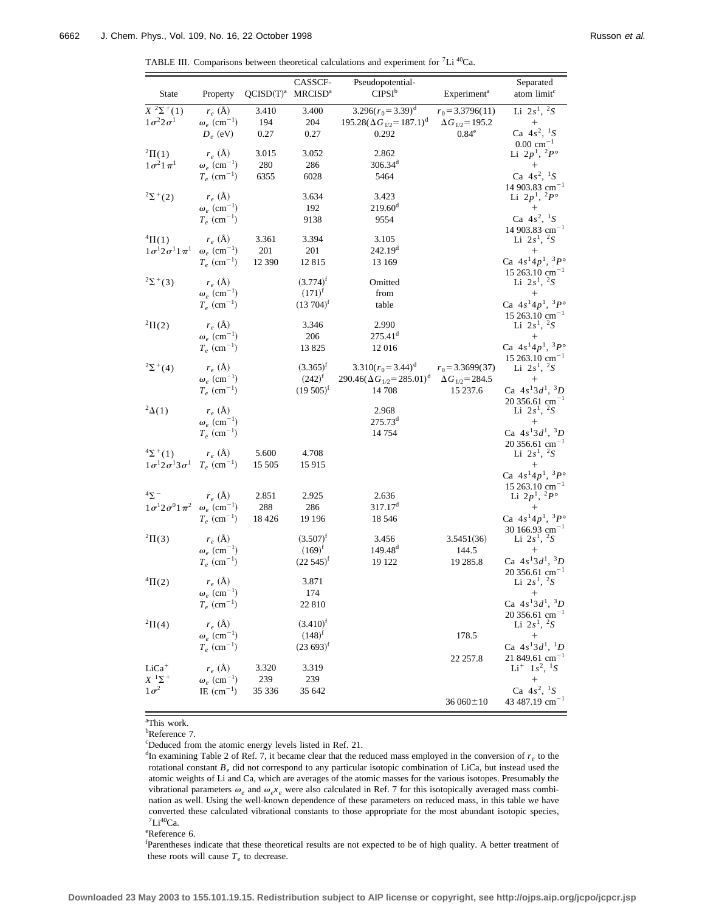TABLE III. Comparisons between theoretical calculations and experiment for $^7$Li $^{40}$Ca.

| State | Property | QCISD(T)[a] | CASSCF-MRCISD[a] | Pseudopotential-CIPSI[b] | Experiment[a] | Separated atom limit[c] |
|---|---|---|---|---|---|---|
| $X\ ^2\Sigma^+(1)$ | $r_e$ (Å) | 3.410 | 3.400 | $3.296(r_0=3.39)$[d] | $r_0=3.3796(11)$ | Li $2s^1$, $^2S$ |
| $1\sigma^2 2\sigma^1$ | $\omega_e$ (cm$^{-1}$) | 194 | 204 | $195.28(\Delta G_{1/2}=187.1)$[d] | $\Delta G_{1/2}=195.2$ | + |
| | $D_e$ (eV) | 0.27 | 0.27 | 0.292 | 0.84[e] | Ca $4s^2$, $^1S$ |
| | | | | | | 0.00 cm$^{-1}$ |
| $^2\Pi(1)$ | $r_e$ (Å) | 3.015 | 3.052 | 2.862 | | Li $2p^1$, $^2P°$ |
| $1\sigma^2 1\pi^1$ | $\omega_e$ (cm$^{-1}$) | 280 | 286 | 306.34[d] | | + |
| | $T_e$ (cm$^{-1}$) | 6355 | 6028 | 5464 | | Ca $4s^2$, $^1S$ |
| | | | | | | 14 903.83 cm$^{-1}$ |
| $^2\Sigma^+(2)$ | $r_e$ (Å) | | 3.634 | 3.423 | | Li $2p^1$, $^2P°$ |
| | $\omega_e$ (cm$^{-1}$) | | 192 | 219.60[d] | | + |
| | $T_e$ (cm$^{-1}$) | | 9138 | 9554 | | Ca $4s^2$, $^1S$ |
| | | | | | | 14 903.83 cm$^{-1}$ |
| $^4\Pi(1)$ | $r_e$ (Å) | 3.361 | 3.394 | 3.105 | | Li $2s^1$, $^2S$ |
| $1\sigma^1 2\sigma^1 1\pi^1$ | $\omega_e$ (cm$^{-1}$) | 201 | 201 | 242.19[d] | | + |
| | $T_e$ (cm$^{-1}$) | 12 390 | 12 815 | 13 169 | | Ca $4s^1 4p^1$, $^3P°$ |
| | | | | | | 15 263.10 cm$^{-1}$ |
| $^2\Sigma^+(3)$ | $r_e$ (Å) | | $(3.774)$[f] | Omitted | | Li $2s^1$, $^2S$ |
| | $\omega_e$ (cm$^{-1}$) | | $(171)$[f] | from | | + |
| | $T_e$ (cm$^{-1}$) | | $(13\,704)$[f] | table | | Ca $4s^1 4p^1$, $^3P°$ |
| | | | | | | 15 263.10 cm$^{-1}$ |
| $^2\Pi(2)$ | $r_e$ (Å) | | 3.346 | 2.990 | | Li $2s^1$, $^2S$ |
| | $\omega_e$ (cm$^{-1}$) | | 206 | 275.41[d] | | + |
| | $T_e$ (cm$^{-1}$) | | 13 825 | 12 016 | | Ca $4s^1 4p^1$, $^3P°$ |
| | | | | | | 15 263.10 cm$^{-1}$ |
| $^2\Sigma^+(4)$ | $r_e$ (Å) | | $(3.365)$[f] | $3.310(r_0=3.44)$[d] | $r_0=3.3699(37)$ | Li $2s^1$, $^2S$ |
| | $\omega_e$ (cm$^{-1}$) | | $(242)$[f] | $290.46(\Delta G_{1/2}=285.01)$[d] | $\Delta G_{1/2}=284.5$ | + |
| | $T_e$ (cm$^{-1}$) | | $(19\,505)$[f] | 14 708 | 15 237.6 | Ca $4s^1 3d^1$, $^3D$ |
| | | | | | | 20 356.61 cm$^{-1}$ |
| $^2\Delta(1)$ | $r_e$ (Å) | | | 2.968 | | Li $2s^1$, $^2S$ |
| | $\omega_e$ (cm$^{-1}$) | | | 275.73[d] | | + |
| | $T_e$ (cm$^{-1}$) | | | 14 754 | | Ca $4s^1 3d^1$, $^3D$ |
| | | | | | | 20 356.61 cm$^{-1}$ |
| $^4\Sigma^+(1)$ | $r_e$ (Å) | 5.600 | 4.708 | | | Li $2s^1$, $^2S$ |
| $1\sigma^1 2\sigma^1 3\sigma^1$ | $T_e$ (cm$^{-1}$) | 15 505 | 15 915 | | | + |
| | | | | | | Ca $4s^1 4p^1$, $^3P°$ |
| | | | | | | 15 263.10 cm$^{-1}$ |
| $^4\Sigma^-$ | $r_e$ (Å) | 2.851 | 2.925 | 2.636 | | Li $2p^1$, $^2P°$ |
| $1\sigma^1 2\sigma^0 1\pi^2$ | $\omega_e$ (cm$^{-1}$) | 288 | 286 | 317.17[d] | | + |
| | $T_e$ (cm$^{-1}$) | 18 426 | 19 196 | 18 546 | | Ca $4s^1 4p^1$, $^3P°$ |
| | | | | | | 30 166.93 cm$^{-1}$ |
| $^2\Pi(3)$ | $r_e$ (Å) | | $(3.507)$[f] | 3.456 | 3.5451(36) | Li $2s^1$, $^2S$ |
| | $\omega_e$ (cm$^{-1}$) | | $(169)$[f] | 149.48[d] | 144.5 | + |
| | $T_e$ (cm$^{-1}$) | | $(22\,545)$[f] | 19 122 | 19 285.8 | Ca $4s^1 3d^1$, $^3D$ |
| | | | | | | 20 356.61 cm$^{-1}$ |
| $^4\Pi(2)$ | $r_e$ (Å) | | 3.871 | | | Li $2s^1$, $^2S$ |
| | $\omega_e$ (cm$^{-1}$) | | 174 | | | + |
| | $T_e$ (cm$^{-1}$) | | 22 810 | | | Ca $4s^1 3d^1$, $^3D$ |
| | | | | | | 20 356.61 cm$^{-1}$ |
| $^2\Pi(4)$ | $r_e$ (Å) | | $(3.410)$[f] | | | Li $2s^1$, $^2S$ |
| | $\omega_e$ (cm$^{-1}$) | | $(148)$[f] | | 178.5 | + |
| | $T_e$ (cm$^{-1}$) | | $(23\,693)$[f] | | | Ca $4s^1 3d^1$, $^1D$ |
| | | | | | 22 257.8 | 21 849.61 cm$^{-1}$ |
| LiCa$^+$ | $r_e$ (Å) | 3.320 | 3.319 | | | Li$^+$ $1s^2$, $^1S$ |
| $X\ ^1\Sigma^+$ | $\omega_e$ (cm$^{-1}$) | 239 | 239 | | | + |
| $1\sigma^2$ | IE (cm$^{-1}$) | 35 336 | 35 642 | | | Ca $4s^2$, $^1S$ |
| | | | | | $36\,060\pm10$ | 43 487.19 cm$^{-1}$ |

[a]This work.

[b]Reference 7.

[c]Deduced from the atomic energy levels listed in Ref. 21.

[d]In examining Table 2 of Ref. 7, it became clear that the reduced mass employed in the conversion of $r_e$ to the rotational constant $B_e$ did not correspond to any particular isotopic combination of LiCa, but instead used the atomic weights of Li and Ca, which are averages of the atomic masses for the various isotopes. Presumably the vibrational parameters $\omega_e$ and $\omega_e x_e$ were also calculated in Ref. 7 for this isotopically averaged mass combination as well. Using the well-known dependence of these parameters on reduced mass, in this table we have converted these calculated vibrational constants to those appropriate for the most abundant isotopic species, $^7$Li$^{40}$Ca.

[e]Reference 6.

[f]Parentheses indicate that these theoretical results are not expected to be of high quality. A better treatment of these roots will cause $T_e$ to decrease.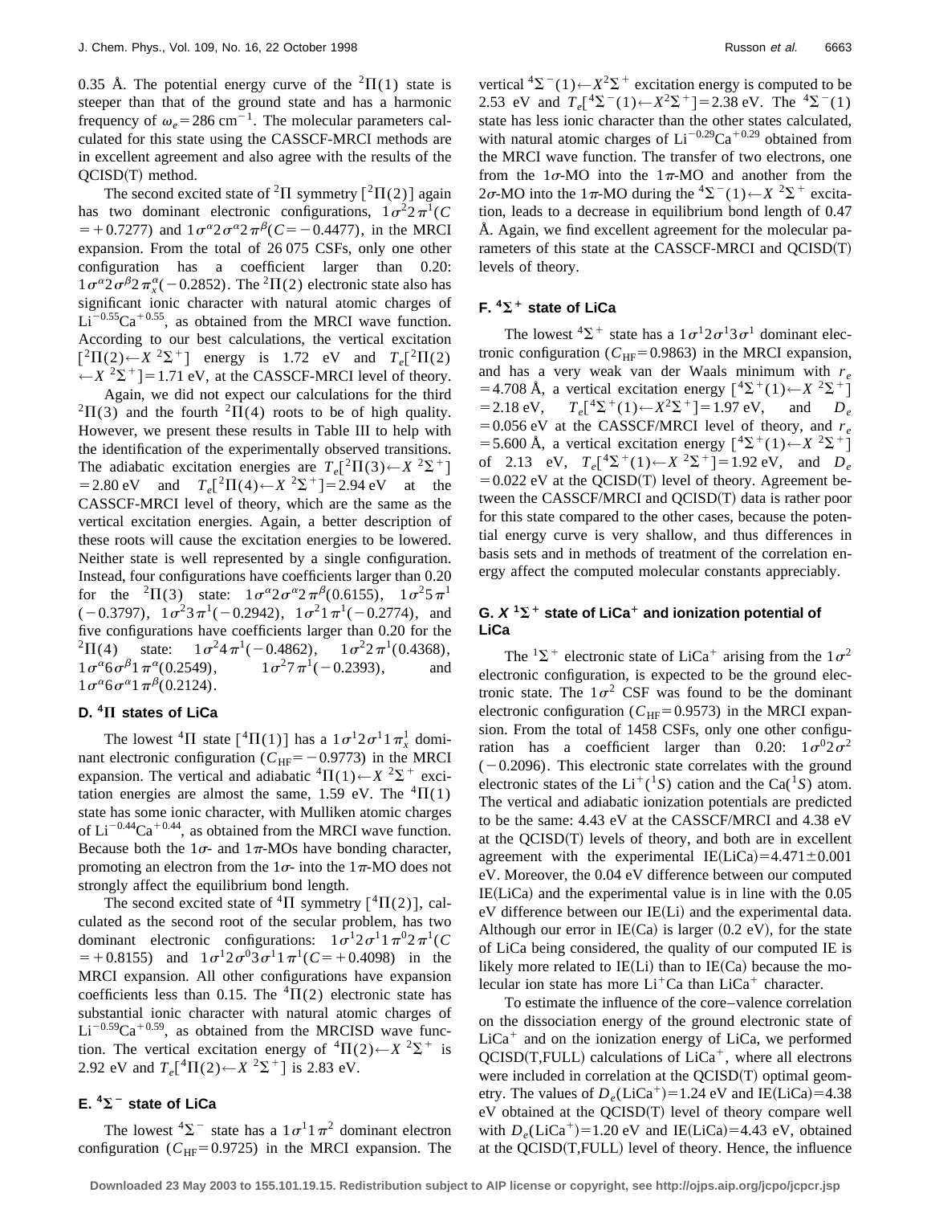0.35 Å. The potential energy curve of the $^2\Pi(1)$ state is steeper than that of the ground state and has a harmonic frequency of $\omega_e = 286\ \text{cm}^{-1}$. The molecular parameters calculated for this state using the CASSCF-MRCI methods are in excellent agreement and also agree with the results of the QCISD(T) method.

The second excited state of $^2\Pi$ symmetry $[^2\Pi(2)]$ again has two dominant electronic configurations, $1\sigma^2 2\pi^1$($C = +0.7277$) and $1\sigma^\alpha 2\sigma^\alpha 2\pi^\beta$($C = -0.4477$), in the MRCI expansion. From the total of 26 075 CSFs, only one other configuration has a coefficient larger than 0.20: $1\sigma^\alpha 2\sigma^\beta 2\pi_x^\alpha(-0.2852)$. The $^2\Pi(2)$ electronic state also has significant ionic character with natural atomic charges of $\text{Li}^{-0.55}\text{Ca}^{+0.55}$, as obtained from the MRCI wave function. According to our best calculations, the vertical excitation $[^2\Pi(2) \leftarrow X\ ^2\Sigma^+]$ energy is 1.72 eV and $T_e[^2\Pi(2) \leftarrow X\ ^2\Sigma^+] = 1.71$ eV, at the CASSCF-MRCI level of theory.

Again, we did not expect our calculations for the third $^2\Pi(3)$ and the fourth $^2\Pi(4)$ roots to be of high quality. However, we present these results in Table III to help with the identification of the experimentally observed transitions. The adiabatic excitation energies are $T_e[^2\Pi(3) \leftarrow X\ ^2\Sigma^+] = 2.80$ eV and $T_e[^2\Pi(4) \leftarrow X\ ^2\Sigma^+] = 2.94$ eV at the CASSCF-MRCI level of theory, which are the same as the vertical excitation energies. Again, a better description of these roots will cause the excitation energies to be lowered. Neither state is well represented by a single configuration. Instead, four configurations have coefficients larger than 0.20 for the $^2\Pi(3)$ state: $1\sigma^\alpha 2\sigma^\alpha 2\pi^\beta(0.6155)$, $1\sigma^2 5\pi^1(-0.3797)$, $1\sigma^2 3\pi^1(-0.2942)$, $1\sigma^2 1\pi^1(-0.2774)$, and five configurations have coefficients larger than 0.20 for the $^2\Pi(4)$ state: $1\sigma^2 4\pi^1(-0.4862)$, $1\sigma^2 2\pi^1(0.4368)$, $1\sigma^\alpha 6\sigma^\beta 1\pi^\alpha(0.2549)$, $1\sigma^2 7\pi^1(-0.2393)$, and $1\sigma^\alpha 6\sigma^\alpha 1\pi^\beta(0.2124)$.

### D. $^4\Pi$ states of LiCa

The lowest $^4\Pi$ state $[^4\Pi(1)]$ has a $1\sigma^1 2\sigma^1 1\pi_x^1$ dominant electronic configuration ($C_{\text{HF}} = -0.9773$) in the MRCI expansion. The vertical and adiabatic $^4\Pi(1) \leftarrow X\ ^2\Sigma^+$ excitation energies are almost the same, 1.59 eV. The $^4\Pi(1)$ state has some ionic character, with Mulliken atomic charges of $\text{Li}^{-0.44}\text{Ca}^{+0.44}$, as obtained from the MRCI wave function. Because both the $1\sigma$- and $1\pi$-MOs have bonding character, promoting an electron from the $1\sigma$- into the $1\pi$-MO does not strongly affect the equilibrium bond length.

The second excited state of $^4\Pi$ symmetry $[^4\Pi(2)]$, calculated as the second root of the secular problem, has two dominant electronic configurations: $1\sigma^1 2\sigma^1 1\pi^0 2\pi^1$($C = +0.8155$) and $1\sigma^1 2\sigma^0 3\sigma^1 1\pi^1$($C = +0.4098$) in the MRCI expansion. All other configurations have expansion coefficients less than 0.15. The $^4\Pi(2)$ electronic state has substantial ionic character with natural atomic charges of $\text{Li}^{-0.59}\text{Ca}^{+0.59}$, as obtained from the MRCISD wave function. The vertical excitation energy of $^4\Pi(2) \leftarrow X\ ^2\Sigma^+$ is 2.92 eV and $T_e[^4\Pi(2) \leftarrow X\ ^2\Sigma^+]$ is 2.83 eV.

### E. $^4\Sigma^-$ state of LiCa

The lowest $^4\Sigma^-$ state has a $1\sigma^1 1\pi^2$ dominant electron configuration ($C_{\text{HF}} = 0.9725$) in the MRCI expansion. The vertical $^4\Sigma^-(1) \leftarrow X^2\Sigma^+$ excitation energy is computed to be 2.53 eV and $T_e[^4\Sigma^-(1) \leftarrow X^2\Sigma^+] = 2.38$ eV. The $^4\Sigma^-(1)$ state has less ionic character than the other states calculated, with natural atomic charges of $\text{Li}^{-0.29}\text{Ca}^{+0.29}$ obtained from the MRCI wave function. The transfer of two electrons, one from the $1\sigma$-MO into the $1\pi$-MO and another from the $2\sigma$-MO into the $1\pi$-MO during the $^4\Sigma^-(1) \leftarrow X\ ^2\Sigma^+$ excitation, leads to a decrease in equilibrium bond length of 0.47 Å. Again, we find excellent agreement for the molecular parameters of this state at the CASSCF-MRCI and QCISD(T) levels of theory.

### F. $^4\Sigma^+$ state of LiCa

The lowest $^4\Sigma^+$ state has a $1\sigma^1 2\sigma^1 3\sigma^1$ dominant electronic configuration ($C_{\text{HF}} = 0.9863$) in the MRCI expansion, and has a very weak van der Waals minimum with $r_e = 4.708$ Å, a vertical excitation energy $[^4\Sigma^+(1) \leftarrow X\ ^2\Sigma^+] = 2.18$ eV, $T_e[^4\Sigma^+(1) \leftarrow X^2\Sigma^+] = 1.97$ eV, and $D_e = 0.056$ eV at the CASSCF/MRCI level of theory, and $r_e = 5.600$ Å, a vertical excitation energy $[^4\Sigma^+(1) \leftarrow X\ ^2\Sigma^+]$ of 2.13 eV, $T_e[^4\Sigma^+(1) \leftarrow X\ ^2\Sigma^+] = 1.92$ eV, and $D_e = 0.022$ eV at the QCISD(T) level of theory. Agreement between the CASSCF/MRCI and QCISD(T) data is rather poor for this state compared to the other cases, because the potential energy curve is very shallow, and thus differences in basis sets and in methods of treatment of the correlation energy affect the computed molecular constants appreciably.

### G. $X\ ^1\Sigma^+$ state of $\text{LiCa}^+$ and ionization potential of LiCa

The $^1\Sigma^+$ electronic state of $\text{LiCa}^+$ arising from the $1\sigma^2$ electronic configuration, is expected to be the ground electronic state. The $1\sigma^2$ CSF was found to be the dominant electronic configuration ($C_{\text{HF}} = 0.9573$) in the MRCI expansion. From the total of 1458 CSFs, only one other configuration has a coefficient larger than 0.20: $1\sigma^0 2\sigma^2(-0.2096)$. This electronic state correlates with the ground electronic states of the $\text{Li}^+(^1S)$ cation and the $\text{Ca}(^1S)$ atom. The vertical and adiabatic ionization potentials are predicted to be the same: 4.43 eV at the CASSCF/MRCI and 4.38 eV at the QCISD(T) levels of theory, and both are in excellent agreement with the experimental IE(LiCa) $= 4.471 \pm 0.001$ eV. Moreover, the 0.04 eV difference between our computed IE(LiCa) and the experimental value is in line with the 0.05 eV difference between our IE(Li) and the experimental data. Although our error in IE(Ca) is larger (0.2 eV), for the state of LiCa being considered, the quality of our computed IE is likely more related to IE(Li) than to IE(Ca) because the molecular ion state has more $\text{Li}^+\text{Ca}$ than $\text{LiCa}^+$ character.

To estimate the influence of the core–valence correlation on the dissociation energy of the ground electronic state of $\text{LiCa}^+$ and on the ionization energy of LiCa, we performed QCISD(T,FULL) calculations of $\text{LiCa}^+$, where all electrons were included in correlation at the QCISD(T) optimal geometry. The values of $D_e(\text{LiCa}^+) = 1.24$ eV and IE(LiCa) $= 4.38$ eV obtained at the QCISD(T) level of theory compare well with $D_e(\text{LiCa}^+) = 1.20$ eV and IE(LiCa) $= 4.43$ eV, obtained at the QCISD(T,FULL) level of theory. Hence, the influence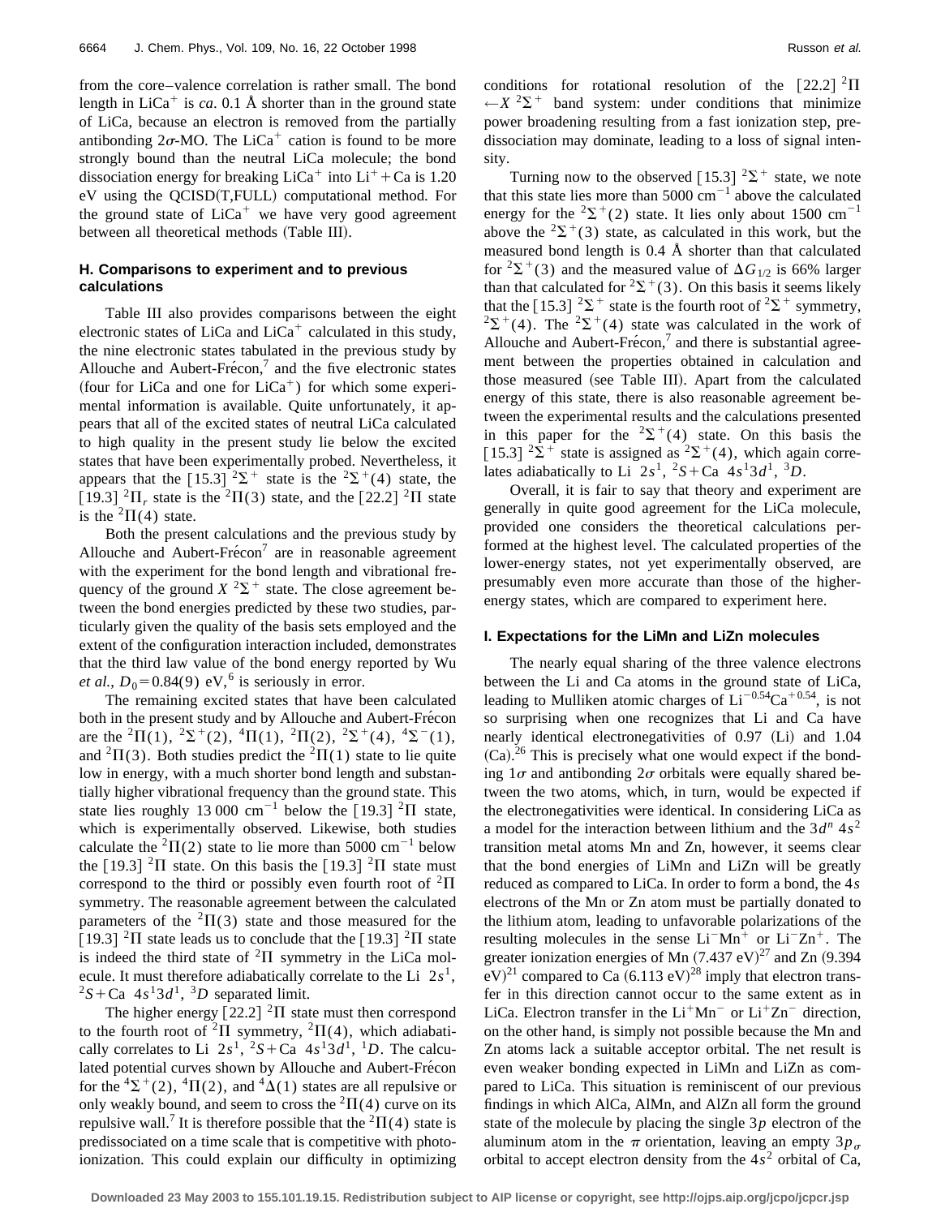from the core–valence correlation is rather small. The bond length in $LiCa^+$ is *ca*. 0.1 Å shorter than in the ground state of LiCa, because an electron is removed from the partially antibonding $2\sigma$-MO. The $LiCa^+$ cation is found to be more strongly bound than the neutral LiCa molecule; the bond dissociation energy for breaking $LiCa^+$ into $Li^+ + Ca$ is 1.20 eV using the QCISD(T,FULL) computational method. For the ground state of $LiCa^+$ we have very good agreement between all theoretical methods (Table III).

### H. Comparisons to experiment and to previous calculations

Table III also provides comparisons between the eight electronic states of LiCa and $LiCa^+$ calculated in this study, the nine electronic states tabulated in the previous study by Allouche and Aubert-Frécon,[7] and the five electronic states (four for LiCa and one for $LiCa^+$) for which some experimental information is available. Quite unfortunately, it appears that all of the excited states of neutral LiCa calculated to high quality in the present study lie below the excited states that have been experimentally probed. Nevertheless, it appears that the [15.3] $^2\Sigma^+$ state is the $^2\Sigma^+(4)$ state, the [19.3] $^2\Pi_r$ state is the $^2\Pi(3)$ state, and the [22.2] $^2\Pi$ state is the $^2\Pi(4)$ state.

Both the present calculations and the previous study by Allouche and Aubert-Frécon[7] are in reasonable agreement with the experiment for the bond length and vibrational frequency of the ground $X\ ^2\Sigma^+$ state. The close agreement between the bond energies predicted by these two studies, particularly given the quality of the basis sets employed and the extent of the configuration interaction included, demonstrates that the third law value of the bond energy reported by Wu *et al.*, $D_0 = 0.84(9)$ eV,[6] is seriously in error.

The remaining excited states that have been calculated both in the present study and by Allouche and Aubert-Frécon are the $^2\Pi(1)$, $^2\Sigma^+(2)$, $^4\Pi(1)$, $^2\Pi(2)$, $^2\Sigma^+(4)$, $^4\Sigma^-(1)$, and $^2\Pi(3)$. Both studies predict the $^2\Pi(1)$ state to lie quite low in energy, with a much shorter bond length and substantially higher vibrational frequency than the ground state. This state lies roughly 13 000 $cm^{-1}$ below the [19.3] $^2\Pi$ state, which is experimentally observed. Likewise, both studies calculate the $^2\Pi(2)$ state to lie more than 5000 $cm^{-1}$ below the [19.3] $^2\Pi$ state. On this basis the [19.3] $^2\Pi$ state must correspond to the third or possibly even fourth root of $^2\Pi$ symmetry. The reasonable agreement between the calculated parameters of the $^2\Pi(3)$ state and those measured for the [19.3] $^2\Pi$ state leads us to conclude that the [19.3] $^2\Pi$ state is indeed the third state of $^2\Pi$ symmetry in the LiCa molecule. It must therefore adiabatically correlate to the Li $2s^1$, $^2S$ + Ca $4s^1 3d^1$, $^3D$ separated limit.

The higher energy [22.2] $^2\Pi$ state must then correspond to the fourth root of $^2\Pi$ symmetry, $^2\Pi(4)$, which adiabatically correlates to Li $2s^1$, $^2S$ + Ca $4s^1 3d^1$, $^1D$. The calculated potential curves shown by Allouche and Aubert-Frécon for the $^4\Sigma^+(2)$, $^4\Pi(2)$, and $^4\Delta(1)$ states are all repulsive or only weakly bound, and seem to cross the $^2\Pi(4)$ curve on its repulsive wall.[7] It is therefore possible that the $^2\Pi(4)$ state is predissociated on a time scale that is competitive with photoionization. This could explain our difficulty in optimizing conditions for rotational resolution of the [22.2] $^2\Pi \leftarrow X\ ^2\Sigma^+$ band system: under conditions that minimize power broadening resulting from a fast ionization step, predissociation may dominate, leading to a loss of signal intensity.

Turning now to the observed [15.3] $^2\Sigma^+$ state, we note that this state lies more than 5000 $cm^{-1}$ above the calculated energy for the $^2\Sigma^+(2)$ state. It lies only about 1500 $cm^{-1}$ above the $^2\Sigma^+(3)$ state, as calculated in this work, but the measured bond length is 0.4 Å shorter than that calculated for $^2\Sigma^+(3)$ and the measured value of $\Delta G_{1/2}$ is 66% larger than that calculated for $^2\Sigma^+(3)$. On this basis it seems likely that the [15.3] $^2\Sigma^+$ state is the fourth root of $^2\Sigma^+$ symmetry, $^2\Sigma^+(4)$. The $^2\Sigma^+(4)$ state was calculated in the work of Allouche and Aubert-Frécon,[7] and there is substantial agreement between the properties obtained in calculation and those measured (see Table III). Apart from the calculated energy of this state, there is also reasonable agreement between the experimental results and the calculations presented in this paper for the $^2\Sigma^+(4)$ state. On this basis the [15.3] $^2\Sigma^+$ state is assigned as $^2\Sigma^+(4)$, which again correlates adiabatically to Li $2s^1$, $^2S$ + Ca $4s^1 3d^1$, $^3D$.

Overall, it is fair to say that theory and experiment are generally in quite good agreement for the LiCa molecule, provided one considers the theoretical calculations performed at the highest level. The calculated properties of the lower-energy states, not yet experimentally observed, are presumably even more accurate than those of the higher-energy states, which are compared to experiment here.

### I. Expectations for the LiMn and LiZn molecules

The nearly equal sharing of the three valence electrons between the Li and Ca atoms in the ground state of LiCa, leading to Mulliken atomic charges of $Li^{-0.54}Ca^{+0.54}$, is not so surprising when one recognizes that Li and Ca have nearly identical electronegativities of 0.97 (Li) and 1.04 (Ca).[26] This is precisely what one would expect if the bonding $1\sigma$ and antibonding $2\sigma$ orbitals were equally shared between the two atoms, which, in turn, would be expected if the electronegativities were identical. In considering LiCa as a model for the interaction between lithium and the $3d^n 4s^2$ transition metal atoms Mn and Zn, however, it seems clear that the bond energies of LiMn and LiZn will be greatly reduced as compared to LiCa. In order to form a bond, the $4s$ electrons of the Mn or Zn atom must be partially donated to the lithium atom, leading to unfavorable polarizations of the resulting molecules in the sense $Li^-Mn^+$ or $Li^-Zn^+$. The greater ionization energies of Mn (7.437 eV)[27] and Zn (9.394 eV)[21] compared to Ca (6.113 eV)[28] imply that electron transfer in this direction cannot occur to the same extent as in LiCa. Electron transfer in the $Li^+Mn^-$ or $Li^+Zn^-$ direction, on the other hand, is simply not possible because the Mn and Zn atoms lack a suitable acceptor orbital. The net result is even weaker bonding expected in LiMn and LiZn as compared to LiCa. This situation is reminiscent of our previous findings in which AlCa, AlMn, and AlZn all form the ground state of the molecule by placing the single $3p$ electron of the aluminum atom in the $\pi$ orientation, leaving an empty $3p_\sigma$ orbital to accept electron density from the $4s^2$ orbital of Ca,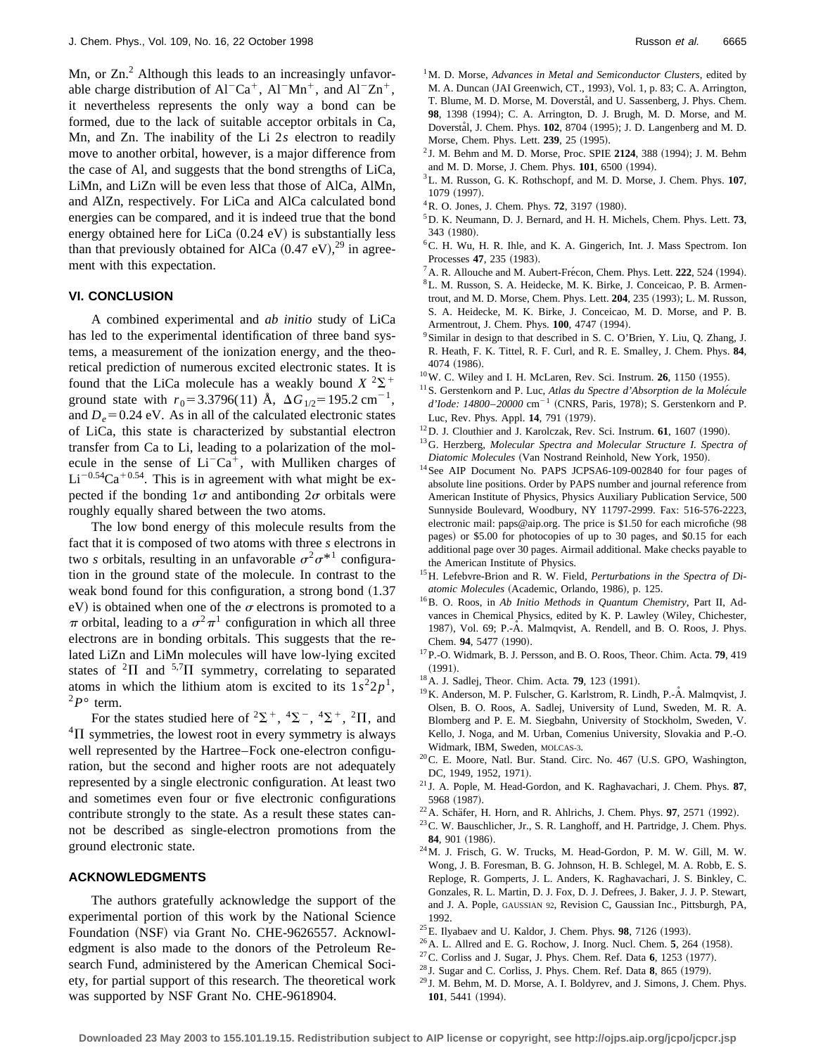Mn, or Zn.[2] Although this leads to an increasingly unfavorable charge distribution of $Al^{-}Ca^{+}$, $Al^{-}Mn^{+}$, and $Al^{-}Zn^{+}$, it nevertheless represents the only way a bond can be formed, due to the lack of suitable acceptor orbitals in Ca, Mn, and Zn. The inability of the Li 2*s* electron to readily move to another orbital, however, is a major difference from the case of Al, and suggests that the bond strengths of LiCa, LiMn, and LiZn will be even less that those of AlCa, AlMn, and AlZn, respectively. For LiCa and AlCa calculated bond energies can be compared, and it is indeed true that the bond energy obtained here for LiCa (0.24 eV) is substantially less than that previously obtained for AlCa (0.47 eV),[29] in agreement with this expectation.

## VI. CONCLUSION

A combined experimental and *ab initio* study of LiCa has led to the experimental identification of three band systems, a measurement of the ionization energy, and the theoretical prediction of numerous excited electronic states. It is found that the LiCa molecule has a weakly bound $X\ ^2\Sigma^+$ ground state with $r_0 = 3.3796(11)$ Å, $\Delta G_{1/2} = 195.2\ \mathrm{cm}^{-1}$, and $D_e = 0.24$ eV. As in all of the calculated electronic states of LiCa, this state is characterized by substantial electron transfer from Ca to Li, leading to a polarization of the molecule in the sense of $Li^{-}Ca^{+}$, with Mulliken charges of $Li^{-0.54}Ca^{+0.54}$. This is in agreement with what might be expected if the bonding $1\sigma$ and antibonding $2\sigma$ orbitals were roughly equally shared between the two atoms.

The low bond energy of this molecule results from the fact that it is composed of two atoms with three *s* electrons in two *s* orbitals, resulting in an unfavorable $\sigma^2\sigma^{*1}$ configuration in the ground state of the molecule. In contrast to the weak bond found for this configuration, a strong bond (1.37 eV) is obtained when one of the $\sigma$ electrons is promoted to a $\pi$ orbital, leading to a $\sigma^2\pi^1$ configuration in which all three electrons are in bonding orbitals. This suggests that the related LiZn and LiMn molecules will have low-lying excited states of $^2\Pi$ and $^{5,7}\Pi$ symmetry, correlating to separated atoms in which the lithium atom is excited to its $1s^22p^1$, $^2P°$ term.

For the states studied here of $^2\Sigma^+$, $^4\Sigma^-$, $^4\Sigma^+$, $^2\Pi$, and $^4\Pi$ symmetries, the lowest root in every symmetry is always well represented by the Hartree–Fock one-electron configuration, but the second and higher roots are not adequately represented by a single electronic configuration. At least two and sometimes even four or five electronic configurations contribute strongly to the state. As a result these states cannot be described as single-electron promotions from the ground electronic state.

## ACKNOWLEDGMENTS

The authors gratefully acknowledge the support of the experimental portion of this work by the National Science Foundation (NSF) via Grant No. CHE-9626557. Acknowledgment is also made to the donors of the Petroleum Research Fund, administered by the American Chemical Society, for partial support of this research. The theoretical work was supported by NSF Grant No. CHE-9618904.

[1] M. D. Morse, *Advances in Metal and Semiconductor Clusters*, edited by M. A. Duncan (JAI Greenwich, CT., 1993), Vol. 1, p. 83; C. A. Arrington, T. Blume, M. D. Morse, M. Doverstål, and U. Sassenberg, J. Phys. Chem. **98**, 1398 (1994); C. A. Arrington, D. J. Brugh, M. D. Morse, and M. Doverstål, J. Chem. Phys. **102**, 8704 (1995); J. D. Langenberg and M. D. Morse, Chem. Phys. Lett. **239**, 25 (1995).

[2] J. M. Behm and M. D. Morse, Proc. SPIE **2124**, 388 (1994); J. M. Behm and M. D. Morse, J. Chem. Phys. **101**, 6500 (1994).

[3] L. M. Russon, G. K. Rothschopf, and M. D. Morse, J. Chem. Phys. **107**, 1079 (1997).

[4] R. O. Jones, J. Chem. Phys. **72**, 3197 (1980).

[5] D. K. Neumann, D. J. Bernard, and H. H. Michels, Chem. Phys. Lett. **73**, 343 (1980).

[6] C. H. Wu, H. R. Ihle, and K. A. Gingerich, Int. J. Mass Spectrom. Ion Processes **47**, 235 (1983).

[7] A. R. Allouche and M. Aubert-Frécon, Chem. Phys. Lett. **222**, 524 (1994).

[8] L. M. Russon, S. A. Heidecke, M. K. Birke, J. Conceicao, P. B. Armentrout, and M. D. Morse, Chem. Phys. Lett. **204**, 235 (1993); L. M. Russon, S. A. Heidecke, M. K. Birke, J. Conceicao, M. D. Morse, and P. B. Armentrout, J. Chem. Phys. **100**, 4747 (1994).

[9] Similar in design to that described in S. C. O'Brien, Y. Liu, Q. Zhang, J. R. Heath, F. K. Tittel, R. F. Curl, and R. E. Smalley, J. Chem. Phys. **84**, 4074 (1986).

[10] W. C. Wiley and I. H. McLaren, Rev. Sci. Instrum. **26**, 1150 (1955).

[11] S. Gerstenkorn and P. Luc, *Atlas du Spectre d'Absorption de la Molécule d'Iode: 14800–20000* $\mathrm{cm}^{-1}$ (CNRS, Paris, 1978); S. Gerstenkorn and P. Luc, Rev. Phys. Appl. **14**, 791 (1979).

[12] D. J. Clouthier and J. Karolczak, Rev. Sci. Instrum. **61**, 1607 (1990).

[13] G. Herzberg, *Molecular Spectra and Molecular Structure I. Spectra of Diatomic Molecules* (Van Nostrand Reinhold, New York, 1950).

[14] See AIP Document No. PAPS JCPSA6-109-002840 for four pages of absolute line positions. Order by PAPS number and journal reference from American Institute of Physics, Physics Auxiliary Publication Service, 500 Sunnyside Boulevard, Woodbury, NY 11797-2999. Fax: 516-576-2223, electronic mail: paps@aip.org. The price is $1.50 for each microfiche (98 pages) or $5.00 for photocopies of up to 30 pages, and $0.15 for each additional page over 30 pages. Airmail additional. Make checks payable to the American Institute of Physics.

[15] H. Lefebvre-Brion and R. W. Field, *Perturbations in the Spectra of Diatomic Molecules* (Academic, Orlando, 1986), p. 125.

[16] B. O. Roos, in *Ab Initio Methods in Quantum Chemistry*, Part II, Advances in Chemical Physics, edited by K. P. Lawley (Wiley, Chichester, 1987), Vol. 69; P.-Å. Malmqvist, A. Rendell, and B. O. Roos, J. Phys. Chem. **94**, 5477 (1990).

[17] P.-O. Widmark, B. J. Persson, and B. O. Roos, Theor. Chim. Acta. **79**, 419 (1991).

[18] A. J. Sadlej, Theor. Chim. Acta. **79**, 123 (1991).

[19] K. Anderson, M. P. Fulscher, G. Karlstrom, R. Lindh, P.-Å. Malmqvist, J. Olsen, B. O. Roos, A. Sadlej, University of Lund, Sweden, M. R. A. Blomberg and P. E. M. Siegbahn, University of Stockholm, Sweden, V. Kello, J. Noga, and M. Urban, Comenius University, Slovakia and P.-O. Widmark, IBM, Sweden, MOLCAS-3.

[20] C. E. Moore, Natl. Bur. Stand. Circ. No. 467 (U.S. GPO, Washington, DC, 1949, 1952, 1971).

[21] J. A. Pople, M. Head-Gordon, and K. Raghavachari, J. Chem. Phys. **87**, 5968 (1987).

[22] A. Schäfer, H. Horn, and R. Ahlrichs, J. Chem. Phys. **97**, 2571 (1992).

[23] C. W. Bauschlicher, Jr., S. R. Langhoff, and H. Partridge, J. Chem. Phys. **84**, 901 (1986).

[24] M. J. Frisch, G. W. Trucks, M. Head-Gordon, P. M. W. Gill, M. W. Wong, J. B. Foresman, B. G. Johnson, H. B. Schlegel, M. A. Robb, E. S. Replogle, R. Gomperts, J. L. Anders, K. Raghavachari, J. S. Binkley, C. Gonzales, R. L. Martin, D. J. Fox, D. J. Defrees, J. Baker, J. J. P. Stewart, and J. A. Pople, GAUSSIAN 92, Revision C, Gaussian Inc., Pittsburgh, PA, 1992.

[25] E. Ilyabaev and U. Kaldor, J. Chem. Phys. **98**, 7126 (1993).

[26] A. L. Allred and E. G. Rochow, J. Inorg. Nucl. Chem. **5**, 264 (1958).

[27] C. Corliss and J. Sugar, J. Phys. Chem. Ref. Data **6**, 1253 (1977).

[28] J. Sugar and C. Corliss, J. Phys. Chem. Ref. Data **8**, 865 (1979).

[29] J. M. Behm, M. D. Morse, A. I. Boldyrev, and J. Simons, J. Chem. Phys. **101**, 5441 (1994).